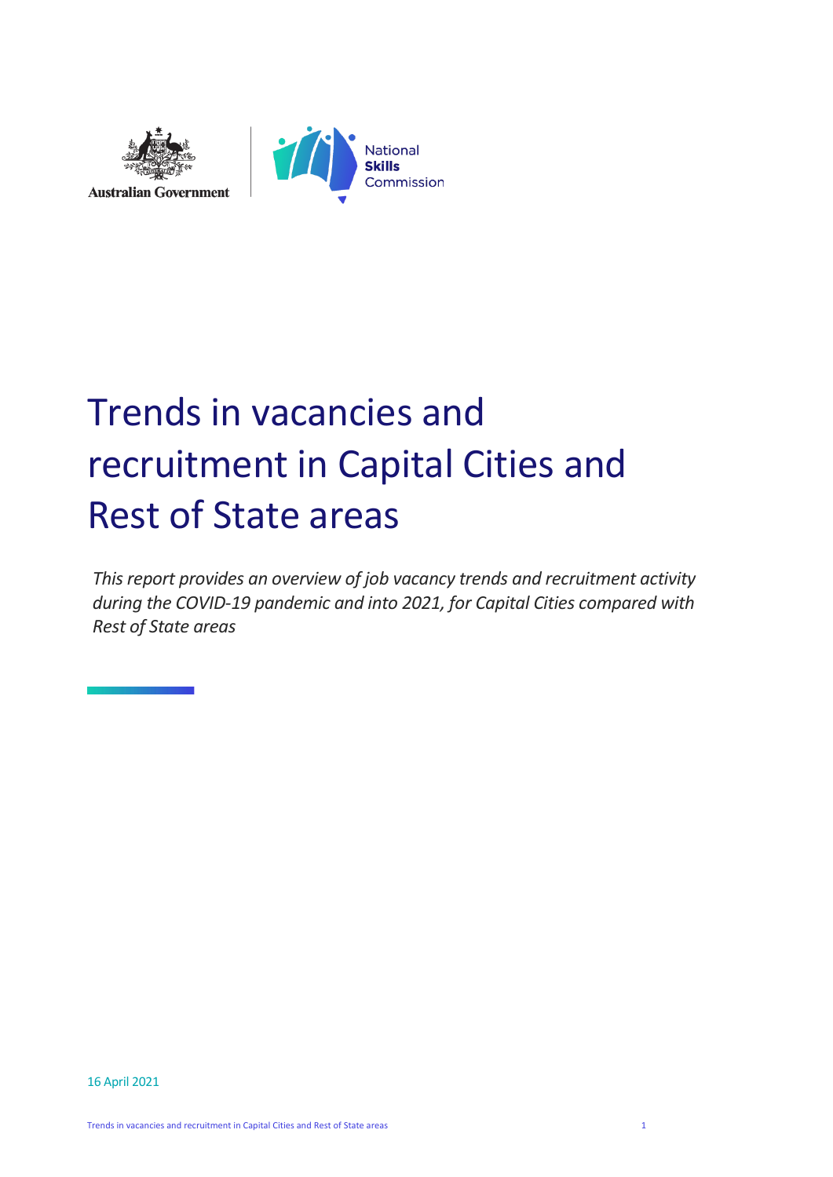Australian Government

National **Skills** Commission

# Trends in vacancies and recruitment in Capital Cities and Rest of State areas

*This report provides an overview of job vacancy trends and recruitment activity during the COVID-19 pandemic and into 2021, for Capital Cities compared with Rest of State areas*

16 April 2021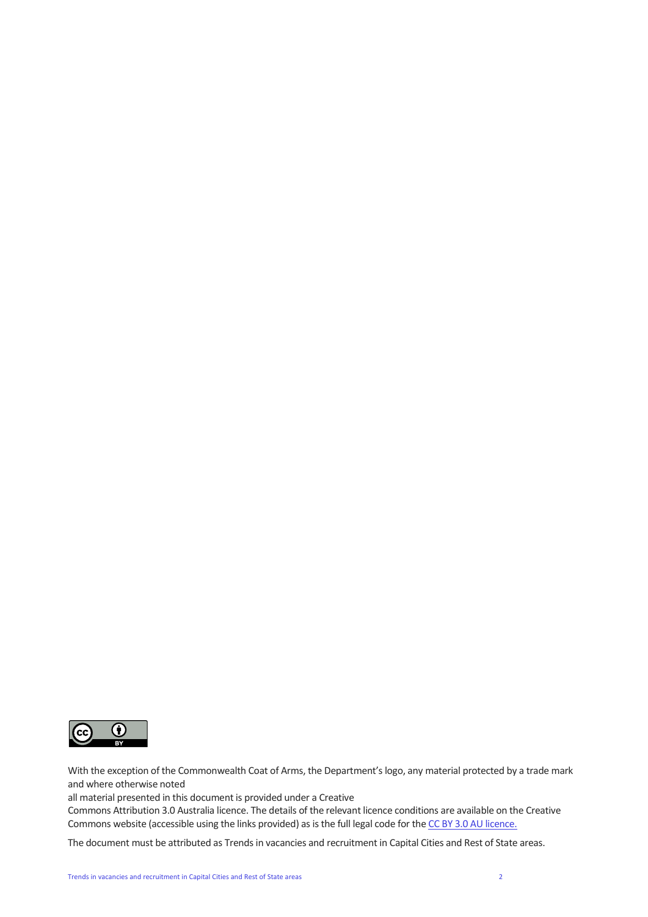With the exception of the Commonwealth Coat of Arms, the Department's logo, any material protected by a trade mark and where otherwise noted

all material presented in this document is provided under a Creative

Commons Attribution 3.0 Australia licence. The details of the relevant licence conditions are available on the Creative Commons website (accessible using the links provided) as is the full legal code for the CC BY 3.0 AU licence.

The document must be attributed as Trends in vacancies and recruitment in Capital Cities and Rest of State areas.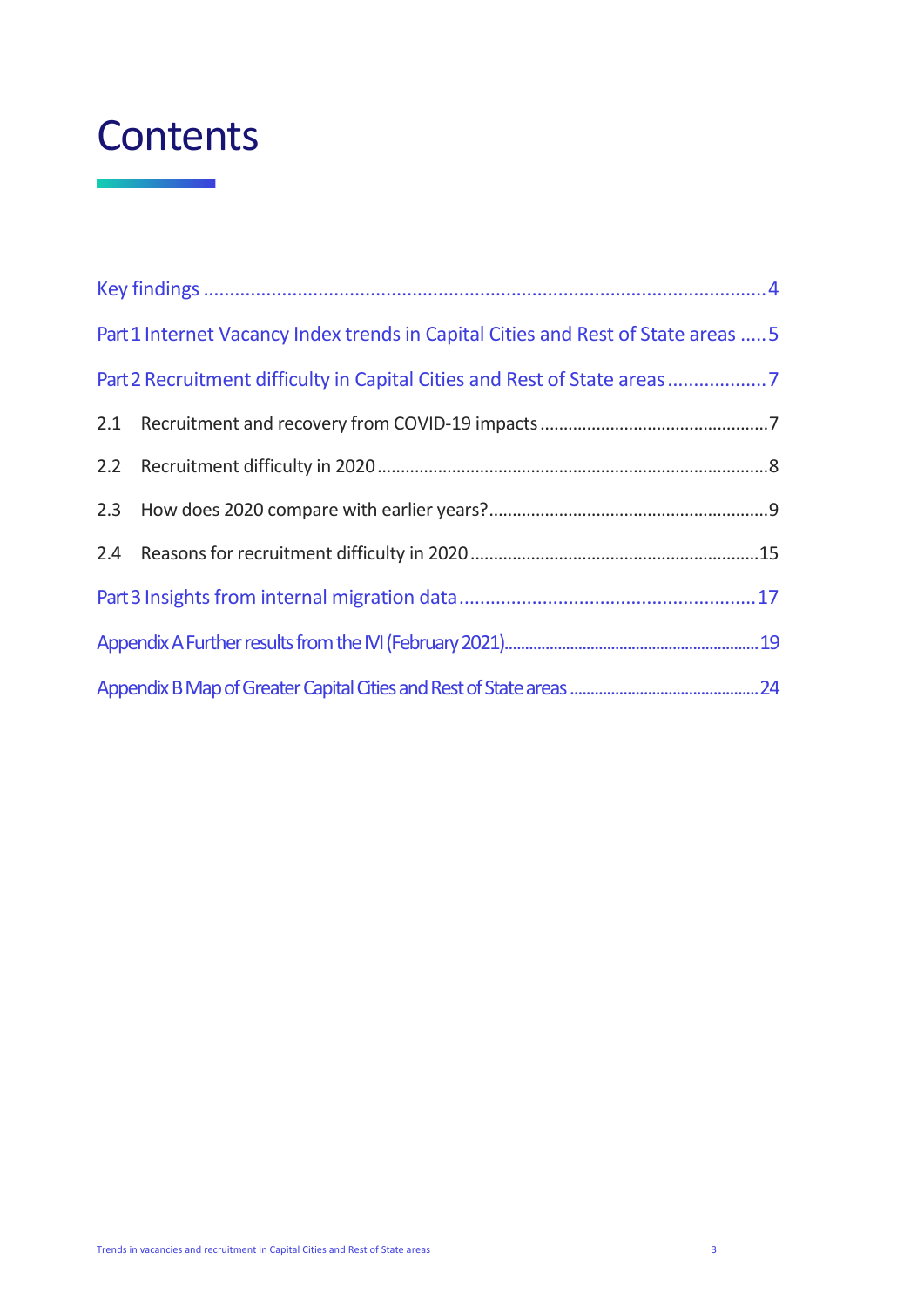# Contents

Key findings ....................................................................................................................4

Part 1 Internet Vacancy Index trends in Capital Cities and Rest of State areas .....5

Part 2 Recruitment difficulty in Capital Cities and Rest of State areas ...................7

2.1 Recruitment and recovery from COVID-19 impacts ................................................7

2.2 Recruitment difficulty in 2020 ...................................................................................8

2.3 How does 2020 compare with earlier years? ...........................................................9

2.4 Reasons for recruitment difficulty in 2020 .............................................................15

Part 3 Insights from internal migration data .........................................................17

Appendix A Further results from the IVI (February 2021)............................................................19

Appendix B Map of Greater Capital Cities and Rest of State areas ............................................24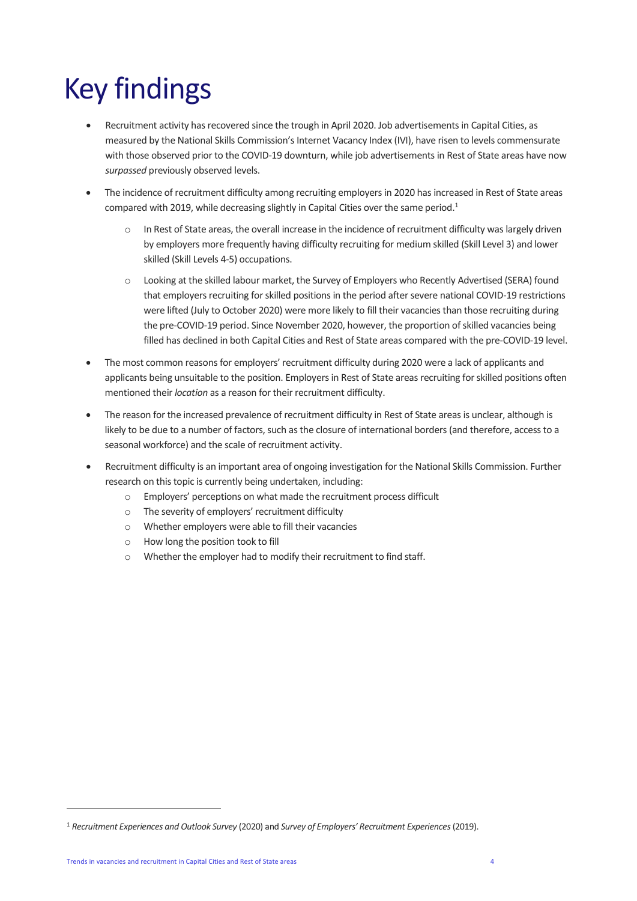# Key findings

- Recruitment activity has recovered since the trough in April 2020. Job advertisements in Capital Cities, as measured by the National Skills Commission's Internet Vacancy Index (IVI), have risen to levels commensurate with those observed prior to the COVID-19 downturn, while job advertisements in Rest of State areas have now *surpassed* previously observed levels.
- The incidence of recruitment difficulty among recruiting employers in 2020 has increased in Rest of State areas compared with 2019, while decreasing slightly in Capital Cities over the same period.[1]
    - In Rest of State areas, the overall increase in the incidence of recruitment difficulty was largely driven by employers more frequently having difficulty recruiting for medium skilled (Skill Level 3) and lower skilled (Skill Levels 4-5) occupations.
    - Looking at the skilled labour market, the Survey of Employers who Recently Advertised (SERA) found that employers recruiting for skilled positions in the period after severe national COVID-19 restrictions were lifted (July to October 2020) were more likely to fill their vacancies than those recruiting during the pre-COVID-19 period. Since November 2020, however, the proportion of skilled vacancies being filled has declined in both Capital Cities and Rest of State areas compared with the pre-COVID-19 level.
- The most common reasons for employers' recruitment difficulty during 2020 were a lack of applicants and applicants being unsuitable to the position. Employers in Rest of State areas recruiting for skilled positions often mentioned their *location* as a reason for their recruitment difficulty.
- The reason for the increased prevalence of recruitment difficulty in Rest of State areas is unclear, although is likely to be due to a number of factors, such as the closure of international borders (and therefore, access to a seasonal workforce) and the scale of recruitment activity.
- Recruitment difficulty is an important area of ongoing investigation for the National Skills Commission. Further research on this topic is currently being undertaken, including:
    - Employers' perceptions on what made the recruitment process difficult
    - The severity of employers' recruitment difficulty
    - Whether employers were able to fill their vacancies
    - How long the position took to fill
    - Whether the employer had to modify their recruitment to find staff.

[1] *Recruitment Experiences and Outlook Survey* (2020) and *Survey of Employers' Recruitment Experiences* (2019).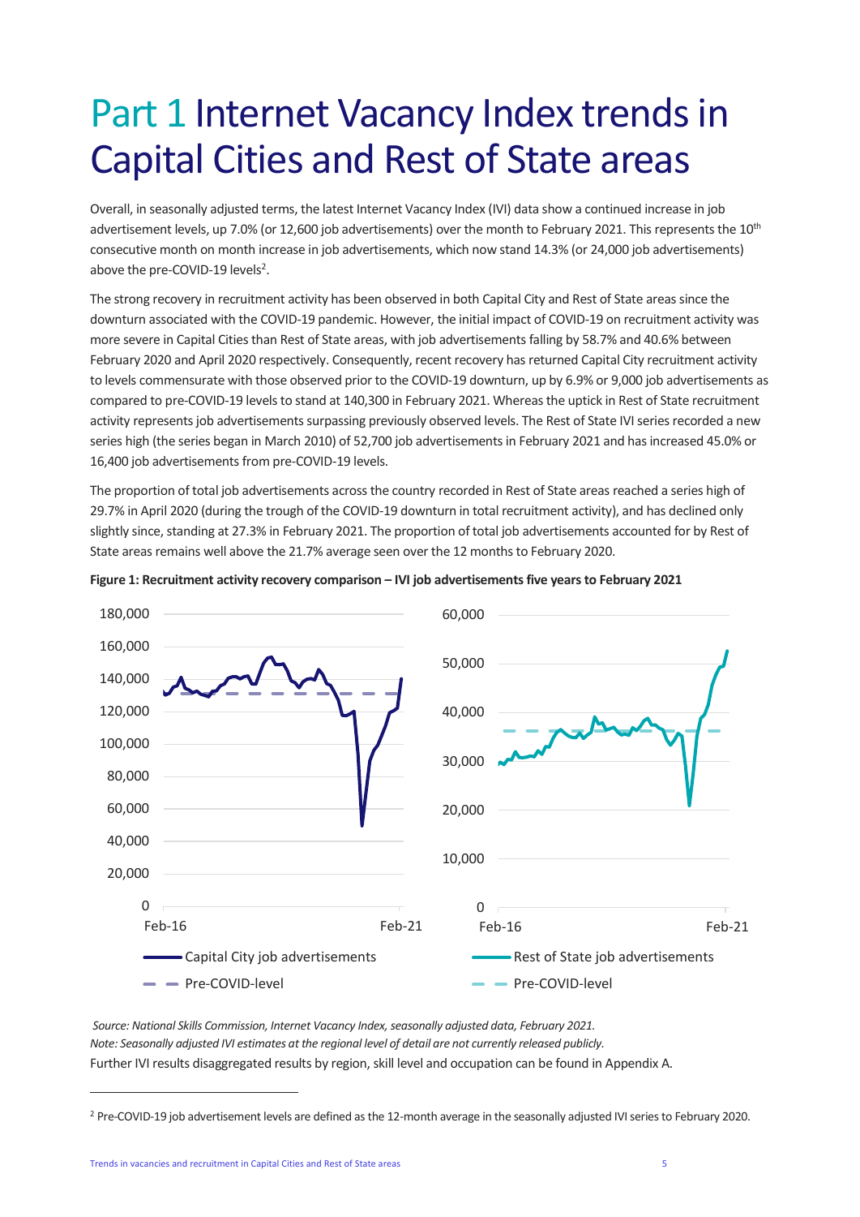# Part 1 Internet Vacancy Index trends in Capital Cities and Rest of State areas

Overall, in seasonally adjusted terms, the latest Internet Vacancy Index (IVI) data show a continued increase in job advertisement levels, up 7.0% (or 12,600 job advertisements) over the month to February 2021. This represents the 10th consecutive month on month increase in job advertisements, which now stand 14.3% (or 24,000 job advertisements) above the pre-COVID-19 levels[2].

The strong recovery in recruitment activity has been observed in both Capital City and Rest of State areas since the downturn associated with the COVID-19 pandemic. However, the initial impact of COVID-19 on recruitment activity was more severe in Capital Cities than Rest of State areas, with job advertisements falling by 58.7% and 40.6% between February 2020 and April 2020 respectively. Consequently, recent recovery has returned Capital City recruitment activity to levels commensurate with those observed prior to the COVID-19 downturn, up by 6.9% or 9,000 job advertisements as compared to pre-COVID-19 levels to stand at 140,300 in February 2021. Whereas the uptick in Rest of State recruitment activity represents job advertisements surpassing previously observed levels. The Rest of State IVI series recorded a new series high (the series began in March 2010) of 52,700 job advertisements in February 2021 and has increased 45.0% or 16,400 job advertisements from pre-COVID-19 levels.

The proportion of total job advertisements across the country recorded in Rest of State areas reached a series high of 29.7% in April 2020 (during the trough of the COVID-19 downturn in total recruitment activity), and has declined only slightly since, standing at 27.3% in February 2021. The proportion of total job advertisements accounted for by Rest of State areas remains well above the 21.7% average seen over the 12 months to February 2020.

**Figure 1: Recruitment activity recovery comparison – IVI job advertisements five years to February 2021**

*Source: National Skills Commission, Internet Vacancy Index, seasonally adjusted data, February 2021.*
*Note: Seasonally adjusted IVI estimates at the regional level of detail are not currently released publicly.*
Further IVI results disaggregated results by region, skill level and occupation can be found in Appendix A.

[2] Pre-COVID-19 job advertisement levels are defined as the 12-month average in the seasonally adjusted IVI series to February 2020.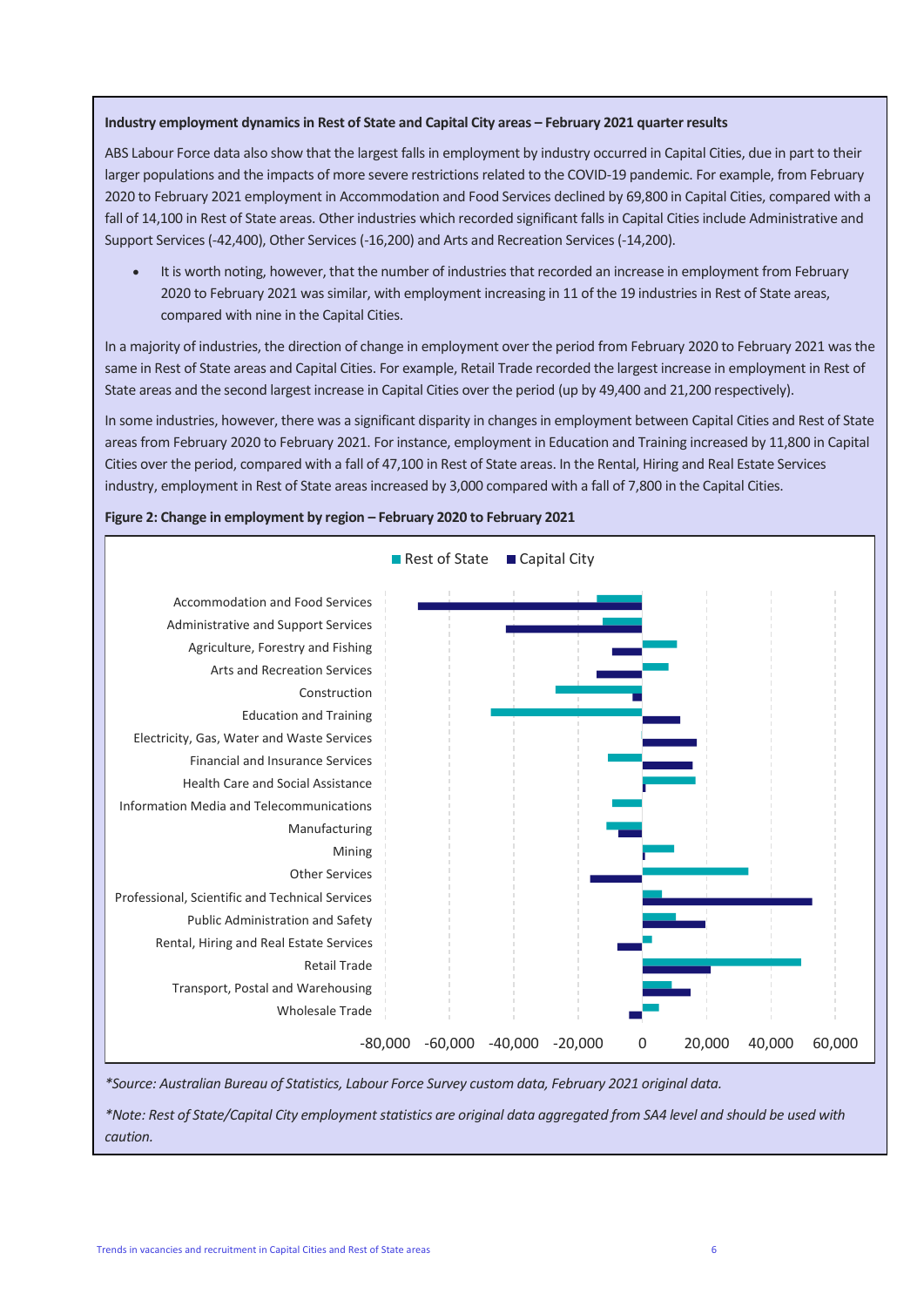**Industry employment dynamics in Rest of State and Capital City areas – February 2021 quarter results**

ABS Labour Force data also show that the largest falls in employment by industry occurred in Capital Cities, due in part to their larger populations and the impacts of more severe restrictions related to the COVID-19 pandemic. For example, from February 2020 to February 2021 employment in Accommodation and Food Services declined by 69,800 in Capital Cities, compared with a fall of 14,100 in Rest of State areas. Other industries which recorded significant falls in Capital Cities include Administrative and Support Services (-42,400), Other Services (-16,200) and Arts and Recreation Services (-14,200).

- It is worth noting, however, that the number of industries that recorded an increase in employment from February 2020 to February 2021 was similar, with employment increasing in 11 of the 19 industries in Rest of State areas, compared with nine in the Capital Cities.

In a majority of industries, the direction of change in employment over the period from February 2020 to February 2021 was the same in Rest of State areas and Capital Cities. For example, Retail Trade recorded the largest increase in employment in Rest of State areas and the second largest increase in Capital Cities over the period (up by 49,400 and 21,200 respectively).

In some industries, however, there was a significant disparity in changes in employment between Capital Cities and Rest of State areas from February 2020 to February 2021. For instance, employment in Education and Training increased by 11,800 in Capital Cities over the period, compared with a fall of 47,100 in Rest of State areas. In the Rental, Hiring and Real Estate Services industry, employment in Rest of State areas increased by 3,000 compared with a fall of 7,800 in the Capital Cities.

**Figure 2: Change in employment by region – February 2020 to February 2021**

*Source: Australian Bureau of Statistics, Labour Force Survey custom data, February 2021 original data.

*Note: Rest of State/Capital City employment statistics are original data aggregated from SA4 level and should be used with caution.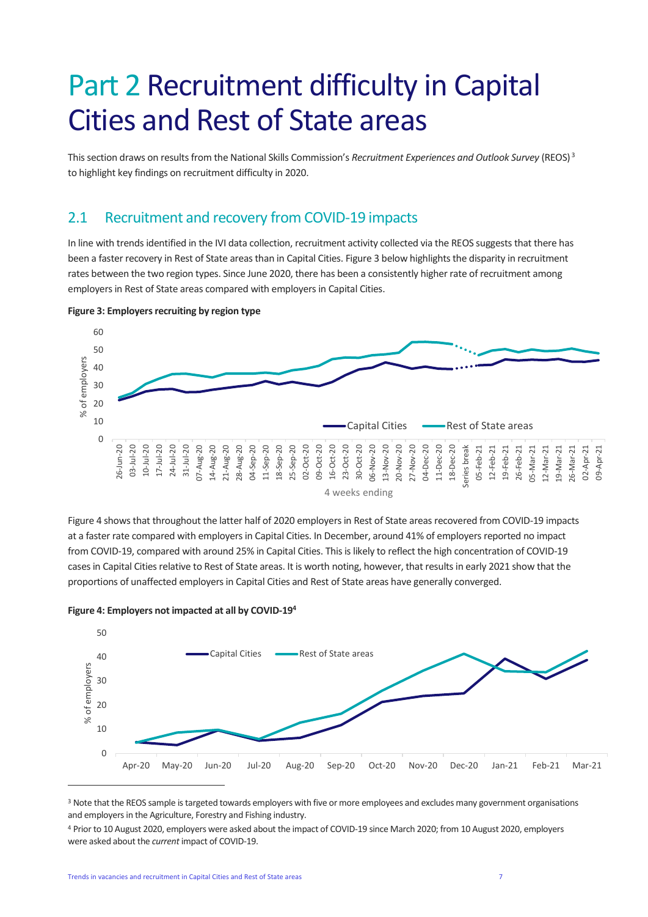# Part 2 Recruitment difficulty in Capital Cities and Rest of State areas

This section draws on results from the National Skills Commission's *Recruitment Experiences and Outlook Survey* (REOS)[3] to highlight key findings on recruitment difficulty in 2020.

## 2.1 Recruitment and recovery from COVID-19 impacts

In line with trends identified in the IVI data collection, recruitment activity collected via the REOS suggests that there has been a faster recovery in Rest of State areas than in Capital Cities. Figure 3 below highlights the disparity in recruitment rates between the two region types. Since June 2020, there has been a consistently higher rate of recruitment among employers in Rest of State areas compared with employers in Capital Cities.

**Figure 3: Employers recruiting by region type**

Figure 4 shows that throughout the latter half of 2020 employers in Rest of State areas recovered from COVID-19 impacts at a faster rate compared with employers in Capital Cities. In December, around 41% of employers reported no impact from COVID-19, compared with around 25% in Capital Cities. This is likely to reflect the high concentration of COVID-19 cases in Capital Cities relative to Rest of State areas. It is worth noting, however, that results in early 2021 show that the proportions of unaffected employers in Capital Cities and Rest of State areas have generally converged.

**Figure 4: Employers not impacted at all by COVID-19[4]**

[3] Note that the REOS sample is targeted towards employers with five or more employees and excludes many government organisations and employers in the Agriculture, Forestry and Fishing industry.

[4] Prior to 10 August 2020, employers were asked about the impact of COVID-19 since March 2020; from 10 August 2020, employers were asked about the *current* impact of COVID-19.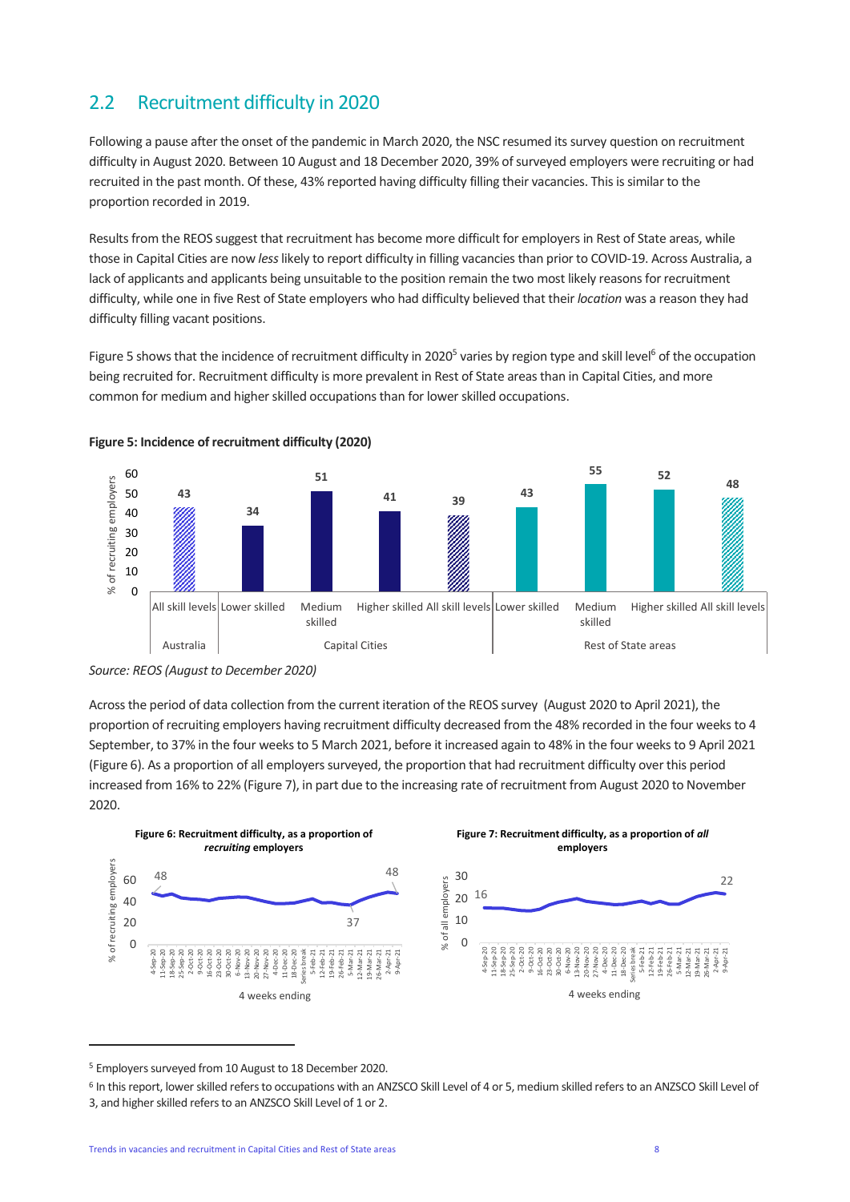## 2.2 Recruitment difficulty in 2020

Following a pause after the onset of the pandemic in March 2020, the NSC resumed its survey question on recruitment difficulty in August 2020. Between 10 August and 18 December 2020, 39% of surveyed employers were recruiting or had recruited in the past month. Of these, 43% reported having difficulty filling their vacancies. This is similar to the proportion recorded in 2019.

Results from the REOS suggest that recruitment has become more difficult for employers in Rest of State areas, while those in Capital Cities are now *less* likely to report difficulty in filling vacancies than prior to COVID-19. Across Australia, a lack of applicants and applicants being unsuitable to the position remain the two most likely reasons for recruitment difficulty, while one in five Rest of State employers who had difficulty believed that their *location* was a reason they had difficulty filling vacant positions.

Figure 5 shows that the incidence of recruitment difficulty in 2020[5] varies by region type and skill level[6] of the occupation being recruited for. Recruitment difficulty is more prevalent in Rest of State areas than in Capital Cities, and more common for medium and higher skilled occupations than for lower skilled occupations.

**Figure 5: Incidence of recruitment difficulty (2020)**

| Region | Skill level | % of recruiting employers |
|---|---|---|
| Australia | All skill levels | 43 |
| Capital Cities | Lower skilled | 34 |
| Capital Cities | Medium skilled | 51 |
| Capital Cities | Higher skilled | 41 |
| Capital Cities | All skill levels | 39 |
| Rest of State areas | Lower skilled | 43 |
| Rest of State areas | Medium skilled | 55 |
| Rest of State areas | Higher skilled | 52 |
| Rest of State areas | All skill levels | 48 |

*Source: REOS (August to December 2020)*

Across the period of data collection from the current iteration of the REOS survey (August 2020 to April 2021), the proportion of recruiting employers having recruitment difficulty decreased from the 48% recorded in the four weeks to 4 September, to 37% in the four weeks to 5 March 2021, before it increased again to 48% in the four weeks to 9 April 2021 (Figure 6). As a proportion of all employers surveyed, the proportion that had recruitment difficulty over this period increased from 16% to 22% (Figure 7), in part due to the increasing rate of recruitment from August 2020 to November 2020.

**Figure 6: Recruitment difficulty, as a proportion of *recruiting* employers**

(Line chart, % of recruiting employers by 4 weeks ending, 4-Sep-20 to 9-Apr-21; labelled values: 48 at 4-Sep-20, 37 at 5-Mar-21, 48 at 9-Apr-21)

**Figure 7: Recruitment difficulty, as a proportion of *all* employers**

(Line chart, % of all employers by 4 weeks ending, 4-Sep-20 to 9-Apr-21; labelled values: 16 at 4-Sep-20, 22 at 9-Apr-21)

---

[5] Employers surveyed from 10 August to 18 December 2020.

[6] In this report, lower skilled refers to occupations with an ANZSCO Skill Level of 4 or 5, medium skilled refers to an ANZSCO Skill Level of 3, and higher skilled refers to an ANZSCO Skill Level of 1 or 2.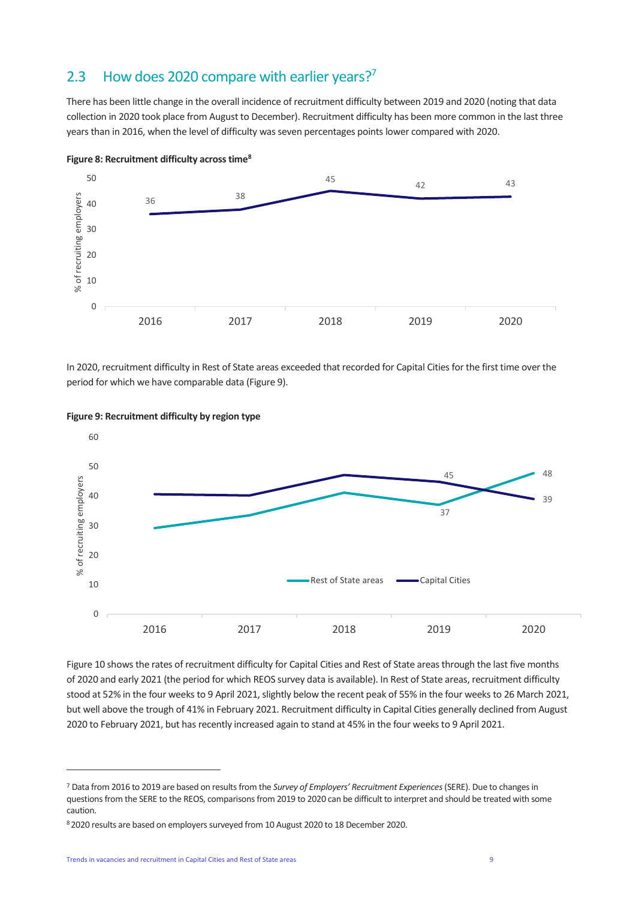## 2.3 How does 2020 compare with earlier years?[7]

There has been little change in the overall incidence of recruitment difficulty between 2019 and 2020 (noting that data collection in 2020 took place from August to December). Recruitment difficulty has been more common in the last three years than in 2016, when the level of difficulty was seven percentages points lower compared with 2020.

**Figure 8: Recruitment difficulty across time[8]**

| Year | % of recruiting employers |
|---|---|
| 2016 | 36 |
| 2017 | 38 |
| 2018 | 45 |
| 2019 | 42 |
| 2020 | 43 |

In 2020, recruitment difficulty in Rest of State areas exceeded that recorded for Capital Cities for the first time over the period for which we have comparable data (Figure 9).

**Figure 9: Recruitment difficulty by region type**

| Year | Rest of State areas | Capital Cities |
|---|---|---|
| 2019 | 37 | 45 |
| 2020 | 48 | 39 |

Figure 10 shows the rates of recruitment difficulty for Capital Cities and Rest of State areas through the last five months of 2020 and early 2021 (the period for which REOS survey data is available). In Rest of State areas, recruitment difficulty stood at 52% in the four weeks to 9 April 2021, slightly below the recent peak of 55% in the four weeks to 26 March 2021, but well above the trough of 41% in February 2021. Recruitment difficulty in Capital Cities generally declined from August 2020 to February 2021, but has recently increased again to stand at 45% in the four weeks to 9 April 2021.

---

[7] Data from 2016 to 2019 are based on results from the *Survey of Employers' Recruitment Experiences* (SERE). Due to changes in questions from the SERE to the REOS, comparisons from 2019 to 2020 can be difficult to interpret and should be treated with some caution.

[8] 2020 results are based on employers surveyed from 10 August 2020 to 18 December 2020.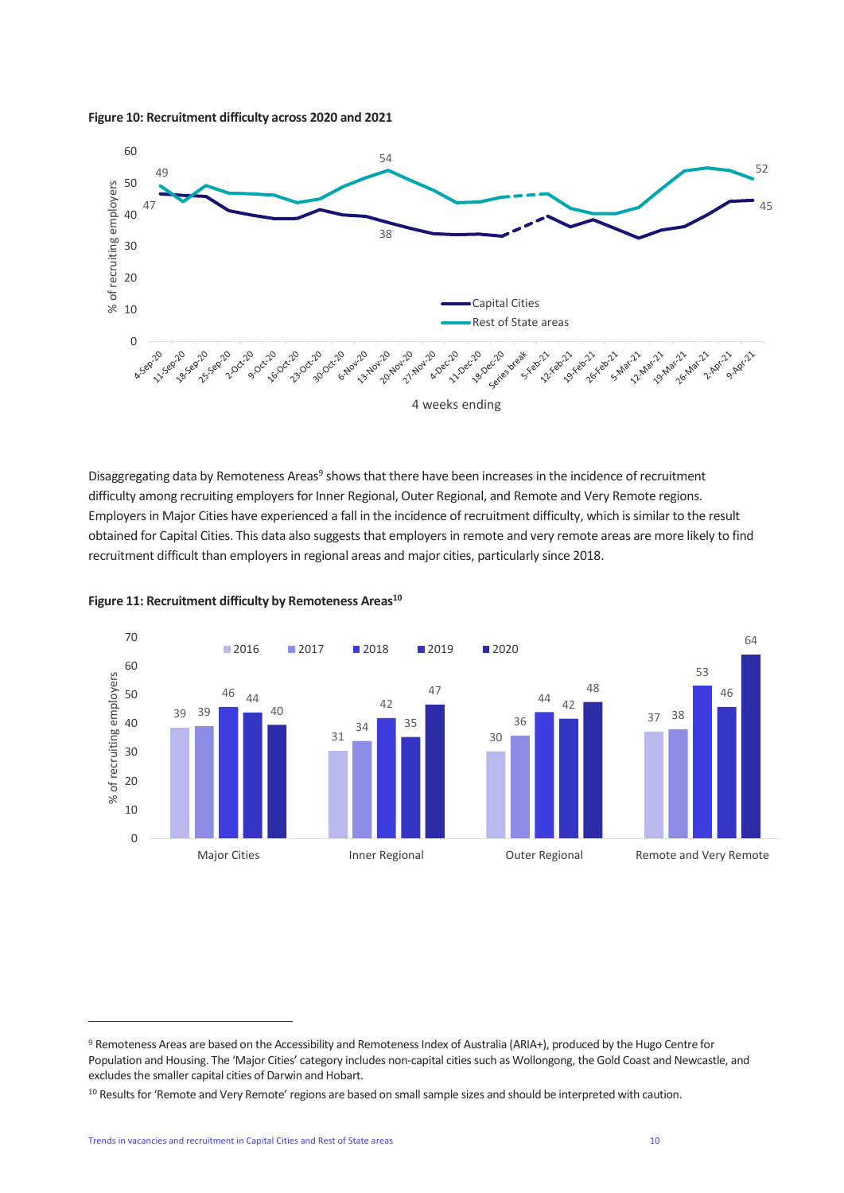**Figure 10: Recruitment difficulty across 2020 and 2021**

Disaggregating data by Remoteness Areas[9] shows that there have been increases in the incidence of recruitment difficulty among recruiting employers for Inner Regional, Outer Regional, and Remote and Very Remote regions. Employers in Major Cities have experienced a fall in the incidence of recruitment difficulty, which is similar to the result obtained for Capital Cities. This data also suggests that employers in remote and very remote areas are more likely to find recruitment difficult than employers in regional areas and major cities, particularly since 2018.

**Figure 11: Recruitment difficulty by Remoteness Areas[10]**

| | 2016 | 2017 | 2018 | 2019 | 2020 |
|---|---|---|---|---|---|
| Major Cities | 39 | 39 | 46 | 44 | 40 |
| Inner Regional | 31 | 34 | 42 | 35 | 47 |
| Outer Regional | 30 | 36 | 44 | 42 | 48 |
| Remote and Very Remote | 37 | 38 | 53 | 46 | 64 |

---

[9] Remoteness Areas are based on the Accessibility and Remoteness Index of Australia (ARIA+), produced by the Hugo Centre for Population and Housing. The 'Major Cities' category includes non-capital cities such as Wollongong, the Gold Coast and Newcastle, and excludes the smaller capital cities of Darwin and Hobart.

[10] Results for 'Remote and Very Remote' regions are based on small sample sizes and should be interpreted with caution.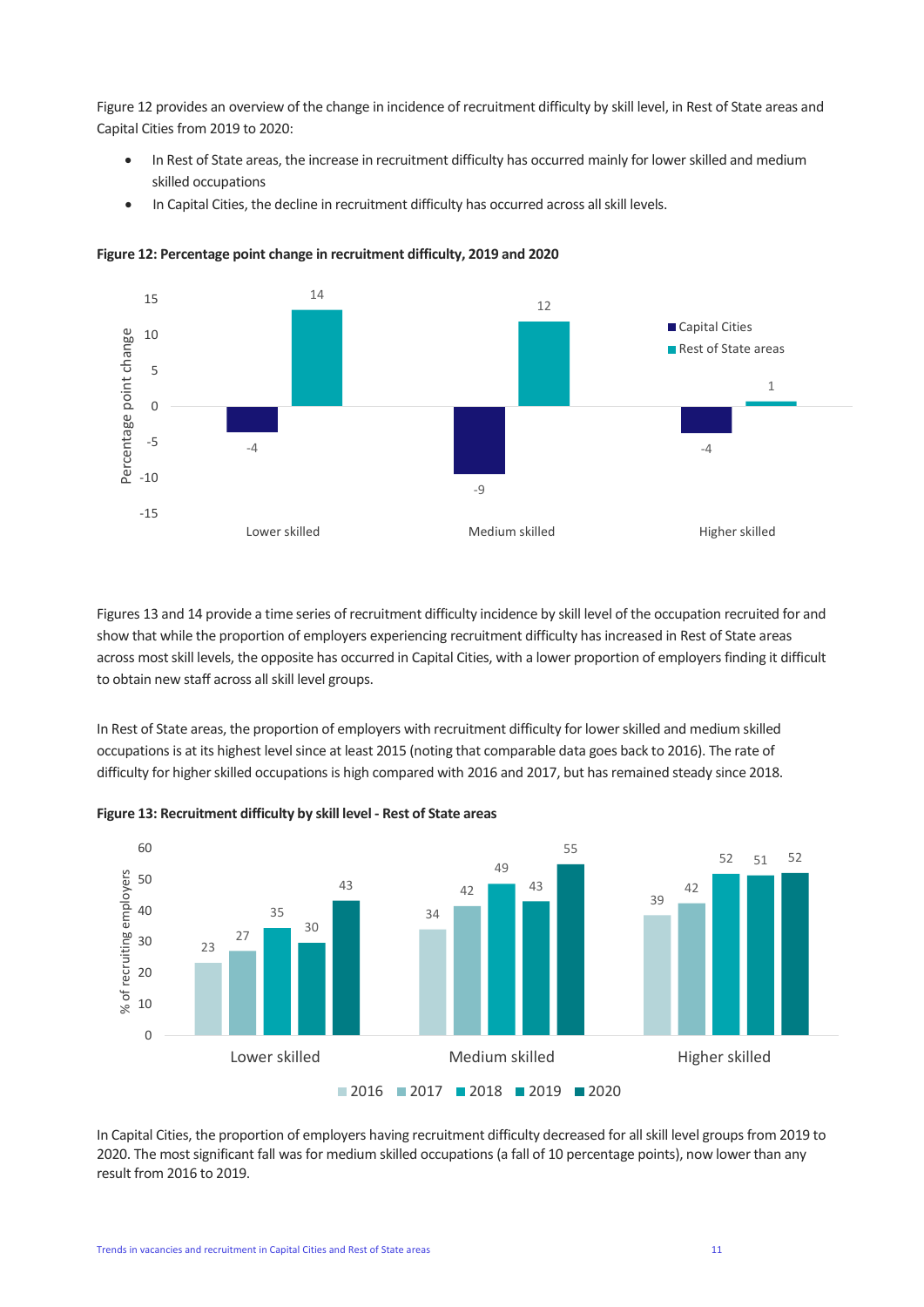Figure 12 provides an overview of the change in incidence of recruitment difficulty by skill level, in Rest of State areas and Capital Cities from 2019 to 2020:

- In Rest of State areas, the increase in recruitment difficulty has occurred mainly for lower skilled and medium skilled occupations
- In Capital Cities, the decline in recruitment difficulty has occurred across all skill levels.

**Figure 12: Percentage point change in recruitment difficulty, 2019 and 2020**

| Percentage point change | Capital Cities | Rest of State areas |
|---|---|---|
| Lower skilled | -4 | 14 |
| Medium skilled | -9 | 12 |
| Higher skilled | -4 | 1 |

Figures 13 and 14 provide a time series of recruitment difficulty incidence by skill level of the occupation recruited for and show that while the proportion of employers experiencing recruitment difficulty has increased in Rest of State areas across most skill levels, the opposite has occurred in Capital Cities, with a lower proportion of employers finding it difficult to obtain new staff across all skill level groups.

In Rest of State areas, the proportion of employers with recruitment difficulty for lower skilled and medium skilled occupations is at its highest level since at least 2015 (noting that comparable data goes back to 2016). The rate of difficulty for higher skilled occupations is high compared with 2016 and 2017, but has remained steady since 2018.

**Figure 13: Recruitment difficulty by skill level - Rest of State areas**

| % of recruiting employers | 2016 | 2017 | 2018 | 2019 | 2020 |
|---|---|---|---|---|---|
| Lower skilled | 23 | 27 | 35 | 30 | 43 |
| Medium skilled | 34 | 42 | 49 | 43 | 55 |
| Higher skilled | 39 | 42 | 52 | 51 | 52 |

In Capital Cities, the proportion of employers having recruitment difficulty decreased for all skill level groups from 2019 to 2020. The most significant fall was for medium skilled occupations (a fall of 10 percentage points), now lower than any result from 2016 to 2019.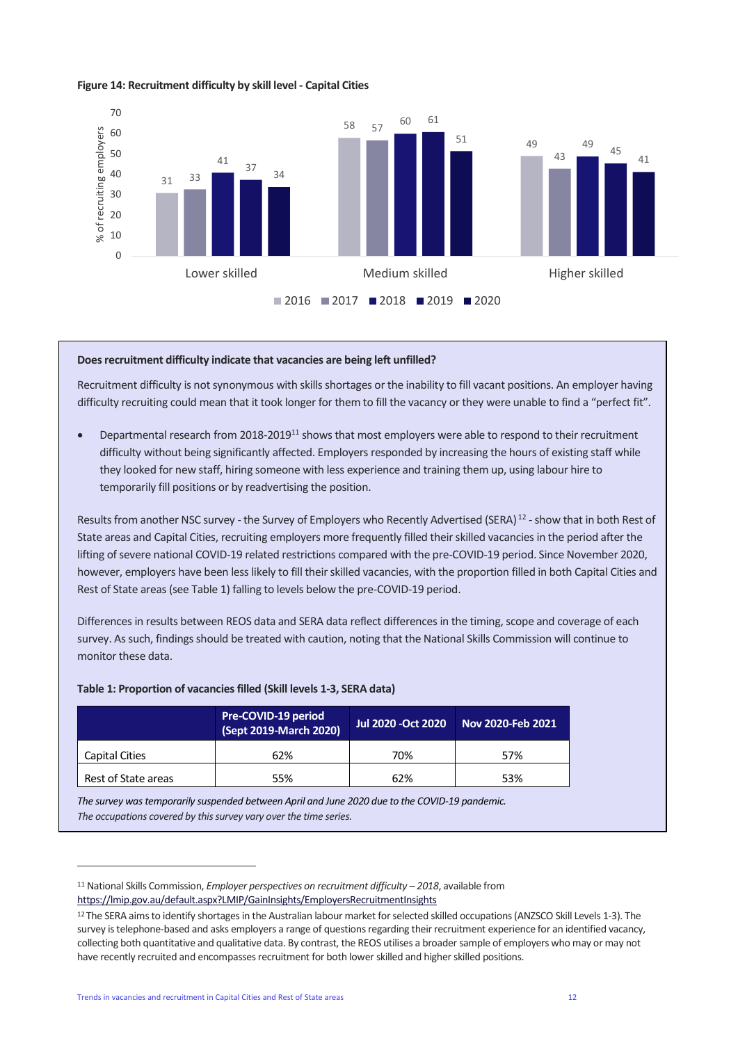**Figure 14: Recruitment difficulty by skill level - Capital Cities**

| % of recruiting employers | 2016 | 2017 | 2018 | 2019 | 2020 |
|---|---|---|---|---|---|
| Lower skilled | 31 | 33 | 41 | 37 | 34 |
| Medium skilled | 58 | 57 | 60 | 61 | 51 |
| Higher skilled | 49 | 43 | 49 | 45 | 41 |

**Does recruitment difficulty indicate that vacancies are being left unfilled?**

Recruitment difficulty is not synonymous with skills shortages or the inability to fill vacant positions. An employer having difficulty recruiting could mean that it took longer for them to fill the vacancy or they were unable to find a "perfect fit".

- Departmental research from 2018-2019[11] shows that most employers were able to respond to their recruitment difficulty without being significantly affected. Employers responded by increasing the hours of existing staff while they looked for new staff, hiring someone with less experience and training them up, using labour hire to temporarily fill positions or by readvertising the position.

Results from another NSC survey - the Survey of Employers who Recently Advertised (SERA)[12] - show that in both Rest of State areas and Capital Cities, recruiting employers more frequently filled their skilled vacancies in the period after the lifting of severe national COVID-19 related restrictions compared with the pre-COVID-19 period. Since November 2020, however, employers have been less likely to fill their skilled vacancies, with the proportion filled in both Capital Cities and Rest of State areas (see Table 1) falling to levels below the pre-COVID-19 period.

Differences in results between REOS data and SERA data reflect differences in the timing, scope and coverage of each survey. As such, findings should be treated with caution, noting that the National Skills Commission will continue to monitor these data.

**Table 1: Proportion of vacancies filled (Skill levels 1-3, SERA data)**

| | Pre-COVID-19 period (Sept 2019-March 2020) | Jul 2020 -Oct 2020 | Nov 2020-Feb 2021 |
|---|---|---|---|
| Capital Cities | 62% | 70% | 57% |
| Rest of State areas | 55% | 62% | 53% |

*The survey was temporarily suspended between April and June 2020 due to the COVID-19 pandemic.*
*The occupations covered by this survey vary over the time series.*

---

[11] National Skills Commission, *Employer perspectives on recruitment difficulty – 2018*, available from https://lmip.gov.au/default.aspx?LMIP/GainInsights/EmployersRecruitmentInsights

[12] The SERA aims to identify shortages in the Australian labour market for selected skilled occupations (ANZSCO Skill Levels 1-3). The survey is telephone-based and asks employers a range of questions regarding their recruitment experience for an identified vacancy, collecting both quantitative and qualitative data. By contrast, the REOS utilises a broader sample of employers who may or may not have recently recruited and encompasses recruitment for both lower skilled and higher skilled positions.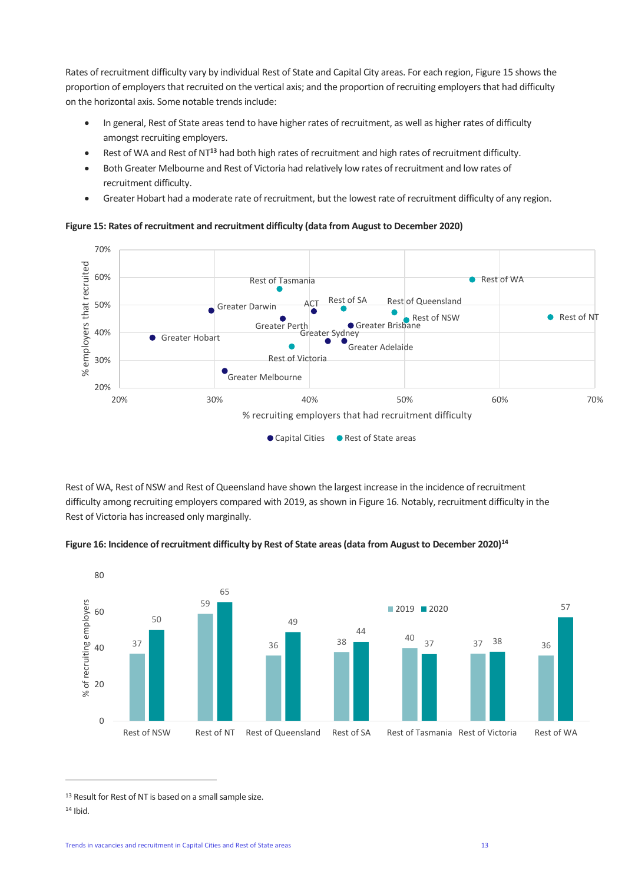Rates of recruitment difficulty vary by individual Rest of State and Capital City areas. For each region, Figure 15 shows the proportion of employers that recruited on the vertical axis; and the proportion of recruiting employers that had difficulty on the horizontal axis. Some notable trends include:

- In general, Rest of State areas tend to have higher rates of recruitment, as well as higher rates of difficulty amongst recruiting employers.
- Rest of WA and Rest of NT[13] had both high rates of recruitment and high rates of recruitment difficulty.
- Both Greater Melbourne and Rest of Victoria had relatively low rates of recruitment and low rates of recruitment difficulty.
- Greater Hobart had a moderate rate of recruitment, but the lowest rate of recruitment difficulty of any region.

**Figure 15: Rates of recruitment and recruitment difficulty (data from August to December 2020)**

Rest of WA, Rest of NSW and Rest of Queensland have shown the largest increase in the incidence of recruitment difficulty among recruiting employers compared with 2019, as shown in Figure 16. Notably, recruitment difficulty in the Rest of Victoria has increased only marginally.

**Figure 16: Incidence of recruitment difficulty by Rest of State areas (data from August to December 2020)[14]**

| Region | 2019 | 2020 |
|---|---|---|
| Rest of NSW | 37 | 50 |
| Rest of NT | 59 | 65 |
| Rest of Queensland | 36 | 49 |
| Rest of SA | 38 | 44 |
| Rest of Tasmania | 40 | 37 |
| Rest of Victoria | 37 | 38 |
| Rest of WA | 36 | 57 |

---

[13] Result for Rest of NT is based on a small sample size.

[14] Ibid.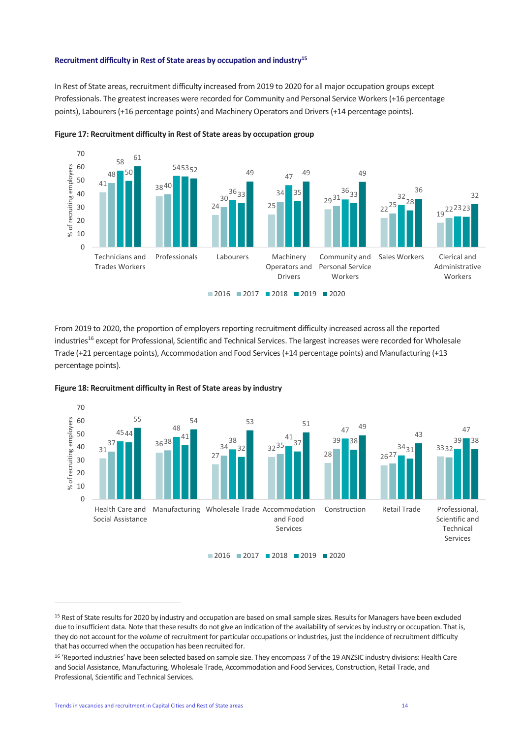### Recruitment difficulty in Rest of State areas by occupation and industry[15]

In Rest of State areas, recruitment difficulty increased from 2019 to 2020 for all major occupation groups except Professionals. The greatest increases were recorded for Community and Personal Service Workers (+16 percentage points), Labourers (+16 percentage points) and Machinery Operators and Drivers (+14 percentage points).

**Figure 17: Recruitment difficulty in Rest of State areas by occupation group**

| Occupation group | 2016 | 2017 | 2018 | 2019 | 2020 |
|---|---|---|---|---|---|
| Technicians and Trades Workers | 41 | 48 | 58 | 50 | 61 |
| Professionals | 38 | 40 | 54 | 53 | 52 |
| Labourers | 24 | 30 | 36 | 33 | 49 |
| Machinery Operators and Drivers | 25 | 34 | 47 | 35 | 49 |
| Community and Personal Service Workers | 29 | 31 | 36 | 33 | 49 |
| Sales Workers | 22 | 25 | 32 | 28 | 36 |
| Clerical and Administrative Workers | 19 | 22 | 23 | 23 | 32 |

From 2019 to 2020, the proportion of employers reporting recruitment difficulty increased across all the reported industries[16] except for Professional, Scientific and Technical Services. The largest increases were recorded for Wholesale Trade (+21 percentage points), Accommodation and Food Services (+14 percentage points) and Manufacturing (+13 percentage points).

**Figure 18: Recruitment difficulty in Rest of State areas by industry**

| Industry | 2016 | 2017 | 2018 | 2019 | 2020 |
|---|---|---|---|---|---|
| Health Care and Social Assistance | 31 | 37 | 45 | 44 | 55 |
| Manufacturing | 36 | 38 | 48 | 41 | 54 |
| Wholesale Trade | 27 | 34 | 38 | 32 | 53 |
| Accommodation and Food Services | 32 | 35 | 41 | 37 | 51 |
| Construction | 28 | 39 | 47 | 38 | 49 |
| Retail Trade | 26 | 27 | 34 | 31 | 43 |
| Professional, Scientific and Technical Services | 33 | 32 | 39 | 47 | 38 |

---

[15] Rest of State results for 2020 by industry and occupation are based on small sample sizes. Results for Managers have been excluded due to insufficient data. Note that these results do not give an indication of the availability of services by industry or occupation. That is, they do not account for the *volume* of recruitment for particular occupations or industries, just the incidence of recruitment difficulty that has occurred when the occupation has been recruited for.

[16] 'Reported industries' have been selected based on sample size. They encompass 7 of the 19 ANZSIC industry divisions: Health Care and Social Assistance, Manufacturing, Wholesale Trade, Accommodation and Food Services, Construction, Retail Trade, and Professional, Scientific and Technical Services.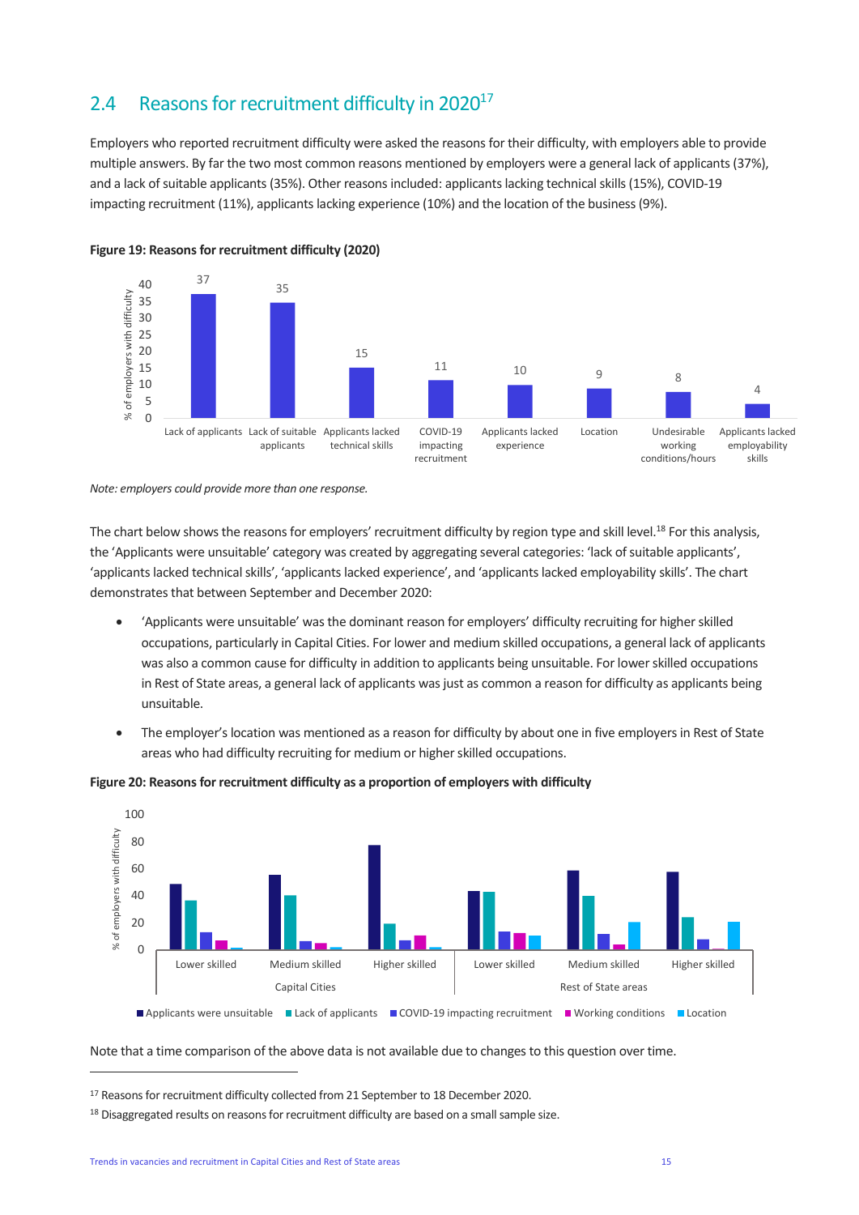## 2.4 Reasons for recruitment difficulty in 2020[17]

Employers who reported recruitment difficulty were asked the reasons for their difficulty, with employers able to provide multiple answers. By far the two most common reasons mentioned by employers were a general lack of applicants (37%), and a lack of suitable applicants (35%). Other reasons included: applicants lacking technical skills (15%), COVID-19 impacting recruitment (11%), applicants lacking experience (10%) and the location of the business (9%).

**Figure 19: Reasons for recruitment difficulty (2020)**

| Reason | % of employers with difficulty |
|---|---|
| Lack of applicants | 37 |
| Lack of suitable applicants | 35 |
| Applicants lacked technical skills | 15 |
| COVID-19 impacting recruitment | 11 |
| Applicants lacked experience | 10 |
| Location | 9 |
| Undesirable working conditions/hours | 8 |
| Applicants lacked employability skills | 4 |

*Note: employers could provide more than one response.*

The chart below shows the reasons for employers' recruitment difficulty by region type and skill level.[18] For this analysis, the 'Applicants were unsuitable' category was created by aggregating several categories: 'lack of suitable applicants', 'applicants lacked technical skills', 'applicants lacked experience', and 'applicants lacked employability skills'. The chart demonstrates that between September and December 2020:

- 'Applicants were unsuitable' was the dominant reason for employers' difficulty recruiting for higher skilled occupations, particularly in Capital Cities. For lower and medium skilled occupations, a general lack of applicants was also a common cause for difficulty in addition to applicants being unsuitable. For lower skilled occupations in Rest of State areas, a general lack of applicants was just as common a reason for difficulty as applicants being unsuitable.
- The employer's location was mentioned as a reason for difficulty by about one in five employers in Rest of State areas who had difficulty recruiting for medium or higher skilled occupations.

**Figure 20: Reasons for recruitment difficulty as a proportion of employers with difficulty**

Legend: Applicants were unsuitable; Lack of applicants; COVID-19 impacting recruitment; Working conditions; Location

Y-axis: % of employers with difficulty (0–100)

X-axis: Capital Cities (Lower skilled, Medium skilled, Higher skilled); Rest of State areas (Lower skilled, Medium skilled, Higher skilled)

Note that a time comparison of the above data is not available due to changes to this question over time.

---

[17] Reasons for recruitment difficulty collected from 21 September to 18 December 2020.

[18] Disaggregated results on reasons for recruitment difficulty are based on a small sample size.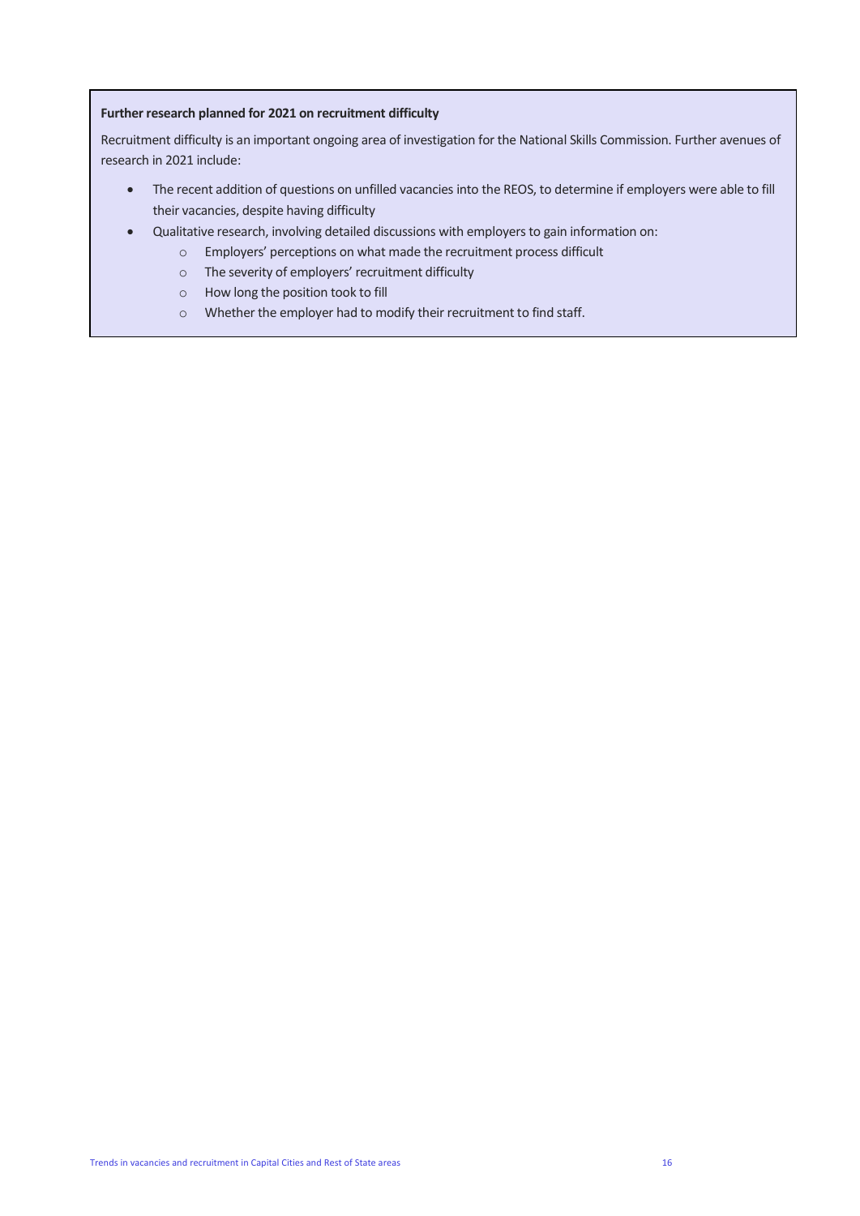**Further research planned for 2021 on recruitment difficulty**

Recruitment difficulty is an important ongoing area of investigation for the National Skills Commission. Further avenues of research in 2021 include:

- The recent addition of questions on unfilled vacancies into the REOS, to determine if employers were able to fill their vacancies, despite having difficulty
- Qualitative research, involving detailed discussions with employers to gain information on:
  - Employers' perceptions on what made the recruitment process difficult
  - The severity of employers' recruitment difficulty
  - How long the position took to fill
  - Whether the employer had to modify their recruitment to find staff.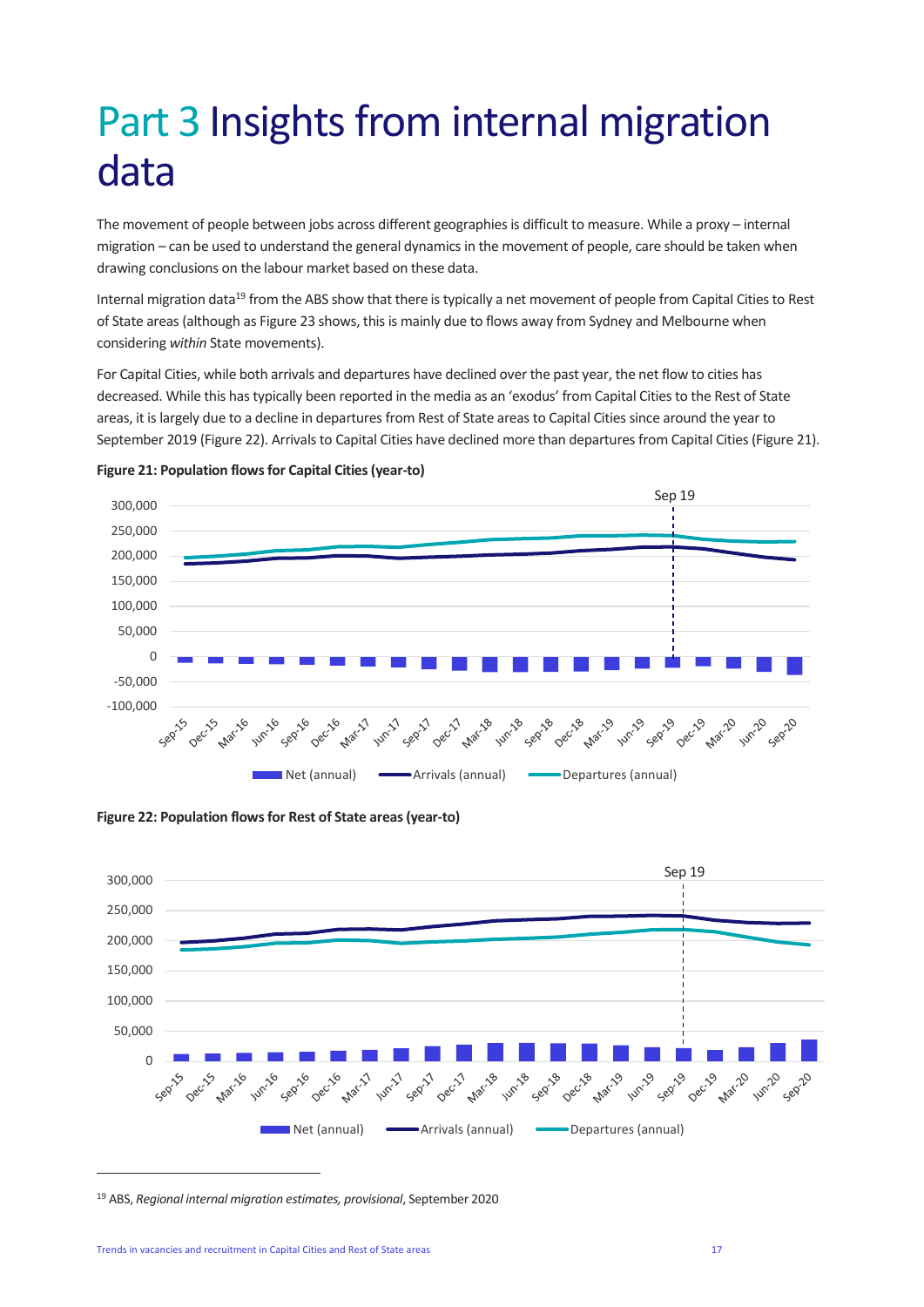# Part 3 Insights from internal migration data

The movement of people between jobs across different geographies is difficult to measure. While a proxy – internal migration – can be used to understand the general dynamics in the movement of people, care should be taken when drawing conclusions on the labour market based on these data.

Internal migration data[19] from the ABS show that there is typically a net movement of people from Capital Cities to Rest of State areas (although as Figure 23 shows, this is mainly due to flows away from Sydney and Melbourne when considering *within* State movements).

For Capital Cities, while both arrivals and departures have declined over the past year, the net flow to cities has decreased. While this has typically been reported in the media as an 'exodus' from Capital Cities to the Rest of State areas, it is largely due to a decline in departures from Rest of State areas to Capital Cities since around the year to September 2019 (Figure 22). Arrivals to Capital Cities have declined more than departures from Capital Cities (Figure 21).

**Figure 21: Population flows for Capital Cities (year-to)**

**Figure 22: Population flows for Rest of State areas (year-to)**

---

[19] ABS, *Regional internal migration estimates, provisional*, September 2020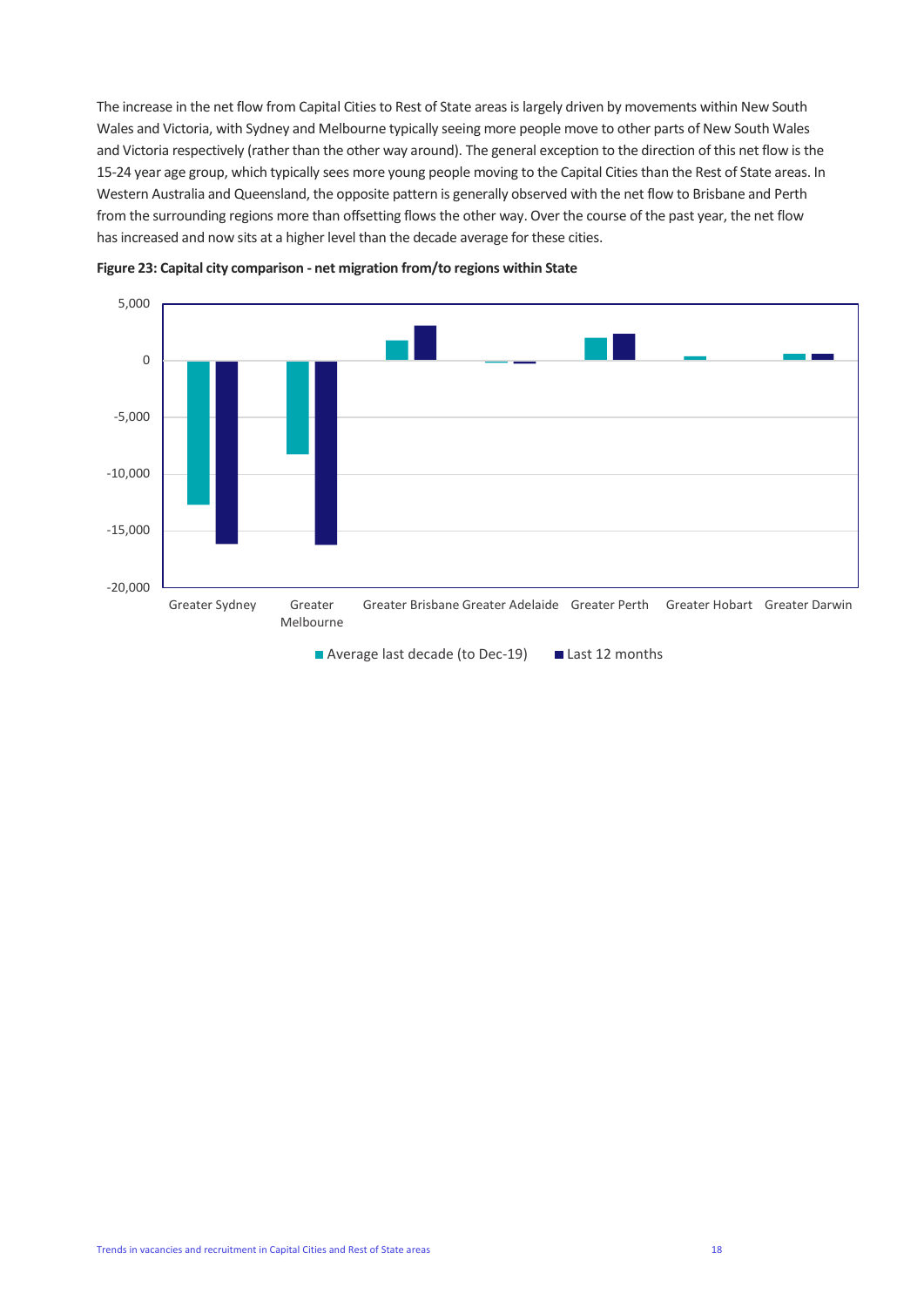The increase in the net flow from Capital Cities to Rest of State areas is largely driven by movements within New South Wales and Victoria, with Sydney and Melbourne typically seeing more people move to other parts of New South Wales and Victoria respectively (rather than the other way around). The general exception to the direction of this net flow is the 15-24 year age group, which typically sees more young people moving to the Capital Cities than the Rest of State areas. In Western Australia and Queensland, the opposite pattern is generally observed with the net flow to Brisbane and Perth from the surrounding regions more than offsetting flows the other way. Over the course of the past year, the net flow has increased and now sits at a higher level than the decade average for these cities.

**Figure 23: Capital city comparison - net migration from/to regions within State**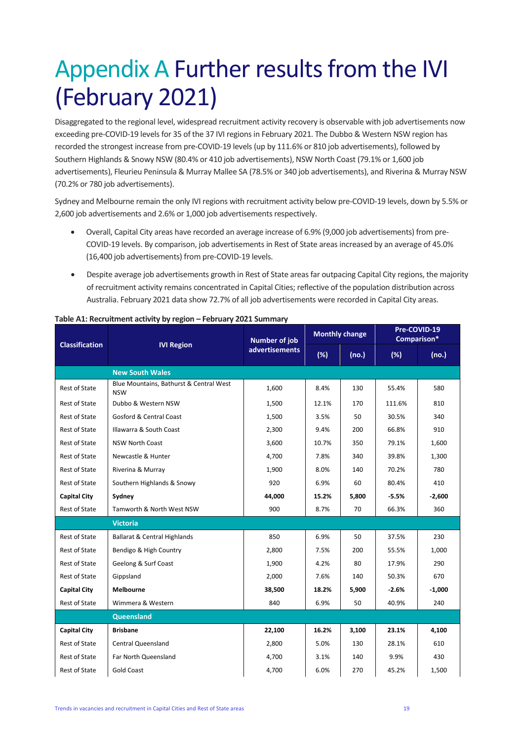# Appendix A Further results from the IVI (February 2021)

Disaggregated to the regional level, widespread recruitment activity recovery is observable with job advertisements now exceeding pre-COVID-19 levels for 35 of the 37 IVI regions in February 2021. The Dubbo & Western NSW region has recorded the strongest increase from pre-COVID-19 levels (up by 111.6% or 810 job advertisements), followed by Southern Highlands & Snowy NSW (80.4% or 410 job advertisements), NSW North Coast (79.1% or 1,600 job advertisements), Fleurieu Peninsula & Murray Mallee SA (78.5% or 340 job advertisements), and Riverina & Murray NSW (70.2% or 780 job advertisements).

Sydney and Melbourne remain the only IVI regions with recruitment activity below pre-COVID-19 levels, down by 5.5% or 2,600 job advertisements and 2.6% or 1,000 job advertisements respectively.

- Overall, Capital City areas have recorded an average increase of 6.9% (9,000 job advertisements) from pre-COVID-19 levels. By comparison, job advertisements in Rest of State areas increased by an average of 45.0% (16,400 job advertisements) from pre-COVID-19 levels.
- Despite average job advertisements growth in Rest of State areas far outpacing Capital City regions, the majority of recruitment activity remains concentrated in Capital Cities; reflective of the population distribution across Australia. February 2021 data show 72.7% of all job advertisements were recorded in Capital City areas.

**Table A1: Recruitment activity by region – February 2021 Summary**

| Classification | IVI Region | Number of job advertisements | Monthly change | | Pre-COVID-19 Comparison* | |
|---|---|---|---|---|---|---|
| | | | (%) | (no.) | (%) | (no.) |
| | **New South Wales** | | | | | |
| Rest of State | Blue Mountains, Bathurst & Central West NSW | 1,600 | 8.4% | 130 | 55.4% | 580 |
| Rest of State | Dubbo & Western NSW | 1,500 | 12.1% | 170 | 111.6% | 810 |
| Rest of State | Gosford & Central Coast | 1,500 | 3.5% | 50 | 30.5% | 340 |
| Rest of State | Illawarra & South Coast | 2,300 | 9.4% | 200 | 66.8% | 910 |
| Rest of State | NSW North Coast | 3,600 | 10.7% | 350 | 79.1% | 1,600 |
| Rest of State | Newcastle & Hunter | 4,700 | 7.8% | 340 | 39.8% | 1,300 |
| Rest of State | Riverina & Murray | 1,900 | 8.0% | 140 | 70.2% | 780 |
| Rest of State | Southern Highlands & Snowy | 920 | 6.9% | 60 | 80.4% | 410 |
| **Capital City** | **Sydney** | **44,000** | **15.2%** | **5,800** | **-5.5%** | **-2,600** |
| Rest of State | Tamworth & North West NSW | 900 | 8.7% | 70 | 66.3% | 360 |
| | **Victoria** | | | | | |
| Rest of State | Ballarat & Central Highlands | 850 | 6.9% | 50 | 37.5% | 230 |
| Rest of State | Bendigo & High Country | 2,800 | 7.5% | 200 | 55.5% | 1,000 |
| Rest of State | Geelong & Surf Coast | 1,900 | 4.2% | 80 | 17.9% | 290 |
| Rest of State | Gippsland | 2,000 | 7.6% | 140 | 50.3% | 670 |
| **Capital City** | **Melbourne** | **38,500** | **18.2%** | **5,900** | **-2.6%** | **-1,000** |
| Rest of State | Wimmera & Western | 840 | 6.9% | 50 | 40.9% | 240 |
| | **Queensland** | | | | | |
| **Capital City** | **Brisbane** | **22,100** | **16.2%** | **3,100** | **23.1%** | **4,100** |
| Rest of State | Central Queensland | 2,800 | 5.0% | 130 | 28.1% | 610 |
| Rest of State | Far North Queensland | 4,700 | 3.1% | 140 | 9.9% | 430 |
| Rest of State | Gold Coast | 4,700 | 6.0% | 270 | 45.2% | 1,500 |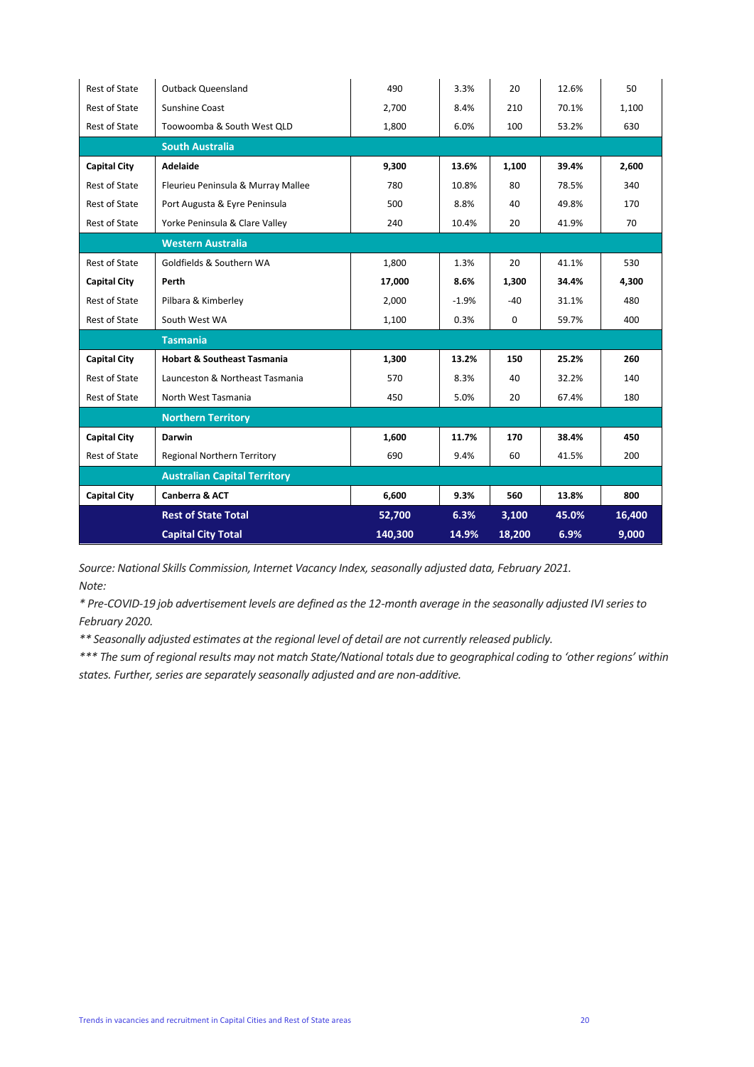| | | | | | | |
|---|---|---|---|---|---|---|
| Rest of State | Outback Queensland | 490 | 3.3% | 20 | 12.6% | 50 |
| Rest of State | Sunshine Coast | 2,700 | 8.4% | 210 | 70.1% | 1,100 |
| Rest of State | Toowoomba & South West QLD | 1,800 | 6.0% | 100 | 53.2% | 630 |
| | **South Australia** | | | | | |
| **Capital City** | **Adelaide** | **9,300** | **13.6%** | **1,100** | **39.4%** | **2,600** |
| Rest of State | Fleurieu Peninsula & Murray Mallee | 780 | 10.8% | 80 | 78.5% | 340 |
| Rest of State | Port Augusta & Eyre Peninsula | 500 | 8.8% | 40 | 49.8% | 170 |
| Rest of State | Yorke Peninsula & Clare Valley | 240 | 10.4% | 20 | 41.9% | 70 |
| | **Western Australia** | | | | | |
| Rest of State | Goldfields & Southern WA | 1,800 | 1.3% | 20 | 41.1% | 530 |
| **Capital City** | **Perth** | **17,000** | **8.6%** | **1,300** | **34.4%** | **4,300** |
| Rest of State | Pilbara & Kimberley | 2,000 | -1.9% | -40 | 31.1% | 480 |
| Rest of State | South West WA | 1,100 | 0.3% | 0 | 59.7% | 400 |
| | **Tasmania** | | | | | |
| **Capital City** | **Hobart & Southeast Tasmania** | **1,300** | **13.2%** | **150** | **25.2%** | **260** |
| Rest of State | Launceston & Northeast Tasmania | 570 | 8.3% | 40 | 32.2% | 140 |
| Rest of State | North West Tasmania | 450 | 5.0% | 20 | 67.4% | 180 |
| | **Northern Territory** | | | | | |
| **Capital City** | **Darwin** | **1,600** | **11.7%** | **170** | **38.4%** | **450** |
| Rest of State | Regional Northern Territory | 690 | 9.4% | 60 | 41.5% | 200 |
| | **Australian Capital Territory** | | | | | |
| **Capital City** | **Canberra & ACT** | **6,600** | **9.3%** | **560** | **13.8%** | **800** |
| | **Rest of State Total** | **52,700** | **6.3%** | **3,100** | **45.0%** | **16,400** |
| | **Capital City Total** | **140,300** | **14.9%** | **18,200** | **6.9%** | **9,000** |

*Source: National Skills Commission, Internet Vacancy Index, seasonally adjusted data, February 2021.*
*Note:*

*\* Pre-COVID-19 job advertisement levels are defined as the 12-month average in the seasonally adjusted IVI series to February 2020.*

*\*\* Seasonally adjusted estimates at the regional level of detail are not currently released publicly.*

*\*\*\* The sum of regional results may not match State/National totals due to geographical coding to 'other regions' within states. Further, series are separately seasonally adjusted and are non-additive.*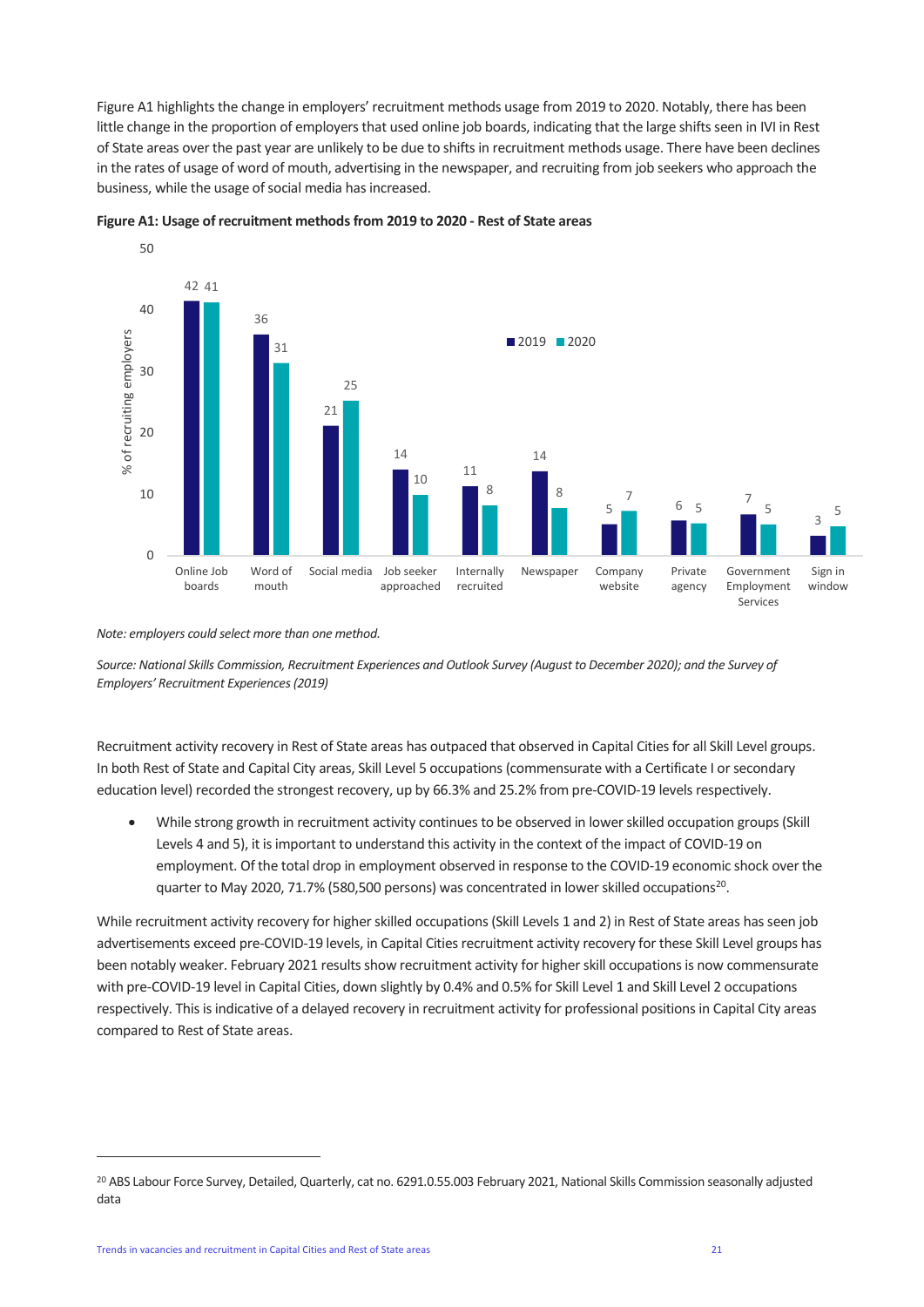Figure A1 highlights the change in employers' recruitment methods usage from 2019 to 2020. Notably, there has been little change in the proportion of employers that used online job boards, indicating that the large shifts seen in IVI in Rest of State areas over the past year are unlikely to be due to shifts in recruitment methods usage. There have been declines in the rates of usage of word of mouth, advertising in the newspaper, and recruiting from job seekers who approach the business, while the usage of social media has increased.

**Figure A1: Usage of recruitment methods from 2019 to 2020 - Rest of State areas**

| Recruitment method | 2019 (% of recruiting employers) | 2020 (% of recruiting employers) |
|---|---|---|
| Online Job boards | 42 | 41 |
| Word of mouth | 36 | 31 |
| Social media | 21 | 25 |
| Job seeker approached | 14 | 10 |
| Internally recruited | 11 | 8 |
| Newspaper | 14 | 8 |
| Company website | 5 | 7 |
| Private agency | 6 | 5 |
| Government Employment Services | 7 | 5 |
| Sign in window | 3 | 5 |

*Note: employers could select more than one method.*

*Source: National Skills Commission, Recruitment Experiences and Outlook Survey (August to December 2020); and the Survey of Employers' Recruitment Experiences (2019)*

Recruitment activity recovery in Rest of State areas has outpaced that observed in Capital Cities for all Skill Level groups. In both Rest of State and Capital City areas, Skill Level 5 occupations (commensurate with a Certificate I or secondary education level) recorded the strongest recovery, up by 66.3% and 25.2% from pre-COVID-19 levels respectively.

- While strong growth in recruitment activity continues to be observed in lower skilled occupation groups (Skill Levels 4 and 5), it is important to understand this activity in the context of the impact of COVID-19 on employment. Of the total drop in employment observed in response to the COVID-19 economic shock over the quarter to May 2020, 71.7% (580,500 persons) was concentrated in lower skilled occupations[20].

While recruitment activity recovery for higher skilled occupations (Skill Levels 1 and 2) in Rest of State areas has seen job advertisements exceed pre-COVID-19 levels, in Capital Cities recruitment activity recovery for these Skill Level groups has been notably weaker. February 2021 results show recruitment activity for higher skill occupations is now commensurate with pre-COVID-19 level in Capital Cities, down slightly by 0.4% and 0.5% for Skill Level 1 and Skill Level 2 occupations respectively. This is indicative of a delayed recovery in recruitment activity for professional positions in Capital City areas compared to Rest of State areas.

[20] ABS Labour Force Survey, Detailed, Quarterly, cat no. 6291.0.55.003 February 2021, National Skills Commission seasonally adjusted data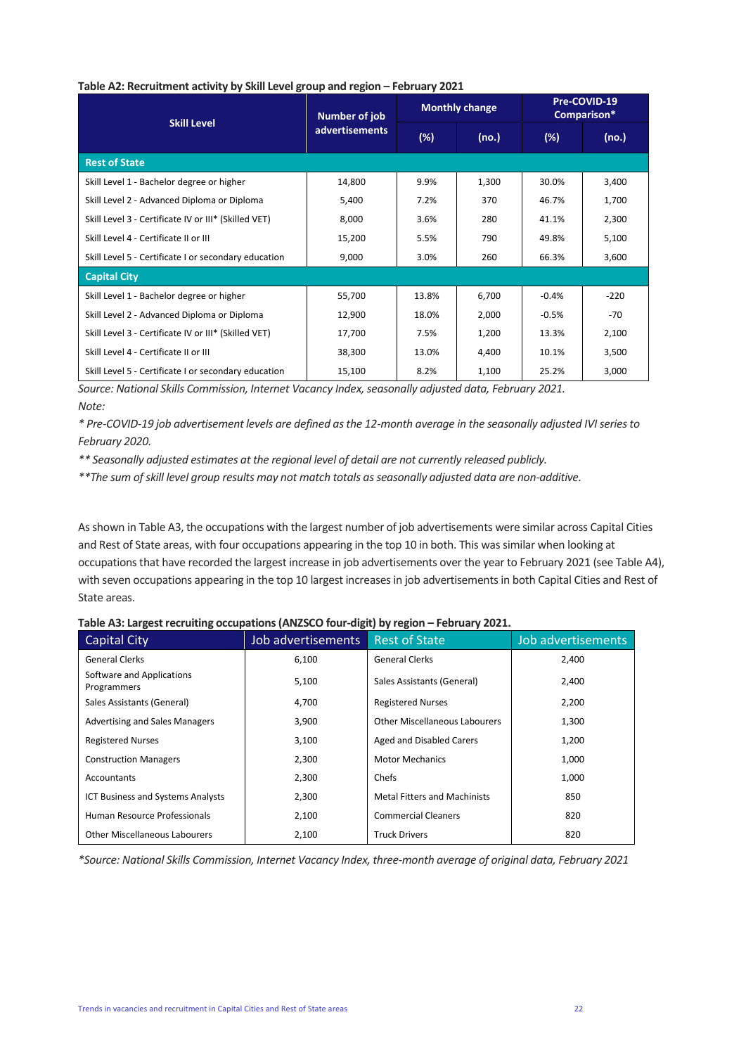**Table A2: Recruitment activity by Skill Level group and region – February 2021**

| Skill Level | Number of job advertisements | Monthly change | | Pre-COVID-19 Comparison* | |
|---|---|---|---|---|---|
| | | (%) | (no.) | (%) | (no.) |
| **Rest of State** | | | | | |
| Skill Level 1 - Bachelor degree or higher | 14,800 | 9.9% | 1,300 | 30.0% | 3,400 |
| Skill Level 2 - Advanced Diploma or Diploma | 5,400 | 7.2% | 370 | 46.7% | 1,700 |
| Skill Level 3 - Certificate IV or III* (Skilled VET) | 8,000 | 3.6% | 280 | 41.1% | 2,300 |
| Skill Level 4 - Certificate II or III | 15,200 | 5.5% | 790 | 49.8% | 5,100 |
| Skill Level 5 - Certificate I or secondary education | 9,000 | 3.0% | 260 | 66.3% | 3,600 |
| **Capital City** | | | | | |
| Skill Level 1 - Bachelor degree or higher | 55,700 | 13.8% | 6,700 | -0.4% | -220 |
| Skill Level 2 - Advanced Diploma or Diploma | 12,900 | 18.0% | 2,000 | -0.5% | -70 |
| Skill Level 3 - Certificate IV or III* (Skilled VET) | 17,700 | 7.5% | 1,200 | 13.3% | 2,100 |
| Skill Level 4 - Certificate II or III | 38,300 | 13.0% | 4,400 | 10.1% | 3,500 |
| Skill Level 5 - Certificate I or secondary education | 15,100 | 8.2% | 1,100 | 25.2% | 3,000 |

*Source: National Skills Commission, Internet Vacancy Index, seasonally adjusted data, February 2021.*

*Note:*

*\* Pre-COVID-19 job advertisement levels are defined as the 12-month average in the seasonally adjusted IVI series to February 2020.*

*\*\* Seasonally adjusted estimates at the regional level of detail are not currently released publicly.*

*\*\*The sum of skill level group results may not match totals as seasonally adjusted data are non-additive.*

As shown in Table A3, the occupations with the largest number of job advertisements were similar across Capital Cities and Rest of State areas, with four occupations appearing in the top 10 in both. This was similar when looking at occupations that have recorded the largest increase in job advertisements over the year to February 2021 (see Table A4), with seven occupations appearing in the top 10 largest increases in job advertisements in both Capital Cities and Rest of State areas.

**Table A3: Largest recruiting occupations (ANZSCO four-digit) by region – February 2021.**

| Capital City | Job advertisements | Rest of State | Job advertisements |
|---|---|---|---|
| General Clerks | 6,100 | General Clerks | 2,400 |
| Software and Applications Programmers | 5,100 | Sales Assistants (General) | 2,400 |
| Sales Assistants (General) | 4,700 | Registered Nurses | 2,200 |
| Advertising and Sales Managers | 3,900 | Other Miscellaneous Labourers | 1,300 |
| Registered Nurses | 3,100 | Aged and Disabled Carers | 1,200 |
| Construction Managers | 2,300 | Motor Mechanics | 1,000 |
| Accountants | 2,300 | Chefs | 1,000 |
| ICT Business and Systems Analysts | 2,300 | Metal Fitters and Machinists | 850 |
| Human Resource Professionals | 2,100 | Commercial Cleaners | 820 |
| Other Miscellaneous Labourers | 2,100 | Truck Drivers | 820 |

*\*Source: National Skills Commission, Internet Vacancy Index, three-month average of original data, February 2021*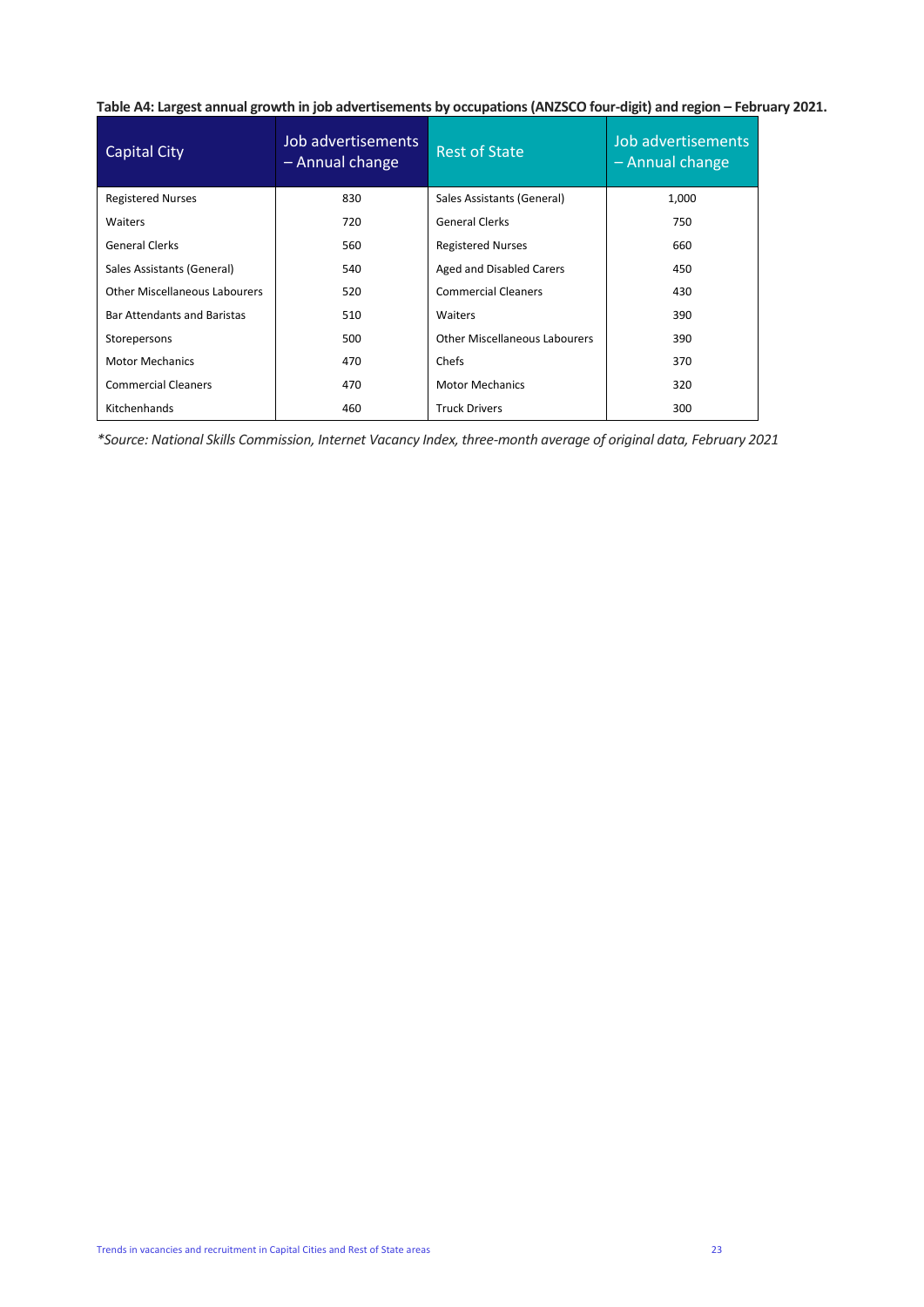**Table A4: Largest annual growth in job advertisements by occupations (ANZSCO four-digit) and region – February 2021.**

| Capital City | Job advertisements – Annual change | Rest of State | Job advertisements – Annual change |
|---|---|---|---|
| Registered Nurses | 830 | Sales Assistants (General) | 1,000 |
| Waiters | 720 | General Clerks | 750 |
| General Clerks | 560 | Registered Nurses | 660 |
| Sales Assistants (General) | 540 | Aged and Disabled Carers | 450 |
| Other Miscellaneous Labourers | 520 | Commercial Cleaners | 430 |
| Bar Attendants and Baristas | 510 | Waiters | 390 |
| Storepersons | 500 | Other Miscellaneous Labourers | 390 |
| Motor Mechanics | 470 | Chefs | 370 |
| Commercial Cleaners | 470 | Motor Mechanics | 320 |
| Kitchenhands | 460 | Truck Drivers | 300 |

*\*Source: National Skills Commission, Internet Vacancy Index, three-month average of original data, February 2021*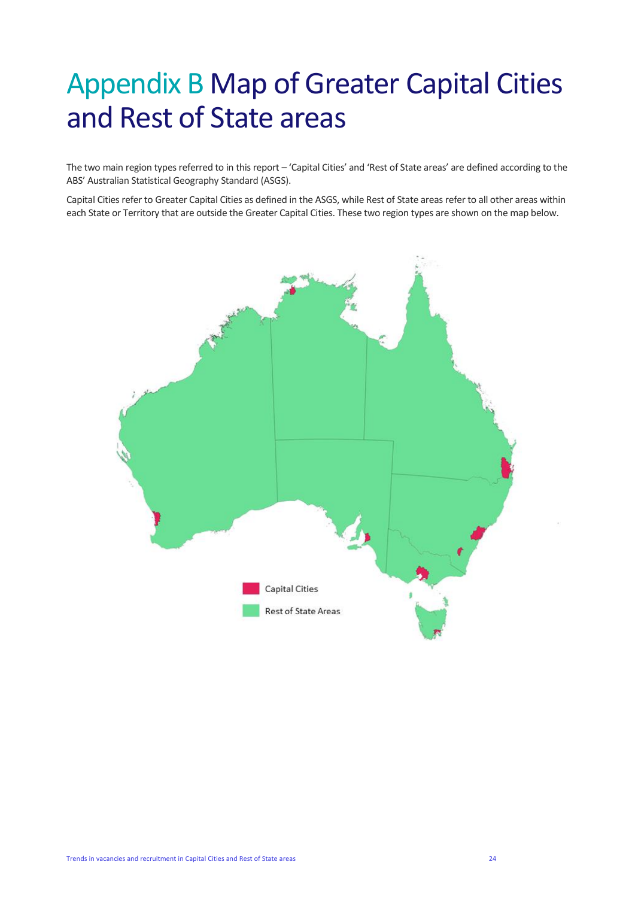# Appendix B Map of Greater Capital Cities and Rest of State areas

The two main region types referred to in this report – 'Capital Cities' and 'Rest of State areas' are defined according to the ABS' Australian Statistical Geography Standard (ASGS).

Capital Cities refer to Greater Capital Cities as defined in the ASGS, while Rest of State areas refer to all other areas within each State or Territory that are outside the Greater Capital Cities. These two region types are shown on the map below.

Capital Cities

Rest of State Areas